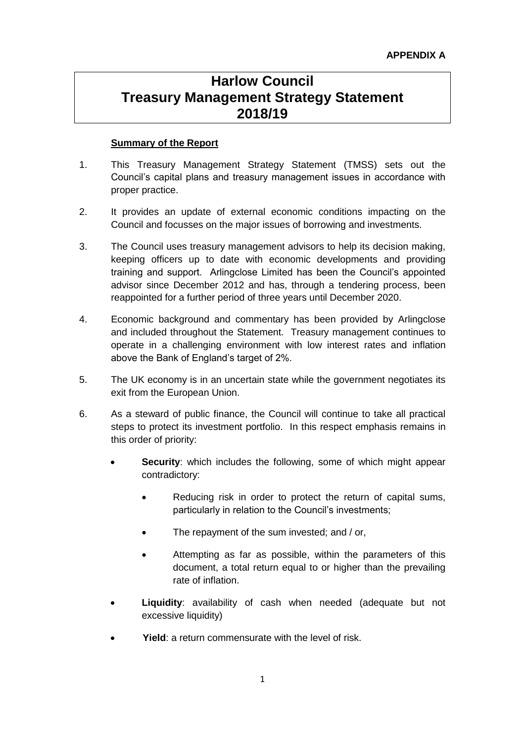**APPENDIX A**

# Harlow Council Treasury Management Strategy Statement 2018/19

**Summary of the Report**

1. This Treasury Management Strategy Statement (TMSS) sets out the Council's capital plans and treasury management issues in accordance with proper practice.

2. It provides an update of external economic conditions impacting on the Council and focusses on the major issues of borrowing and investments.

3. The Council uses treasury management advisors to help its decision making, keeping officers up to date with economic developments and providing training and support. Arlingclose Limited has been the Council's appointed advisor since December 2012 and has, through a tendering process, been reappointed for a further period of three years until December 2020.

4. Economic background and commentary has been provided by Arlingclose and included throughout the Statement. Treasury management continues to operate in a challenging environment with low interest rates and inflation above the Bank of England's target of 2%.

5. The UK economy is in an uncertain state while the government negotiates its exit from the European Union.

6. As a steward of public finance, the Council will continue to take all practical steps to protect its investment portfolio. In this respect emphasis remains in this order of priority:

   - **Security**: which includes the following, some of which might appear contradictory:
     - Reducing risk in order to protect the return of capital sums, particularly in relation to the Council's investments;
     - The repayment of the sum invested; and / or,
     - Attempting as far as possible, within the parameters of this document, a total return equal to or higher than the prevailing rate of inflation.
   - **Liquidity**: availability of cash when needed (adequate but not excessive liquidity)
   - **Yield**: a return commensurate with the level of risk.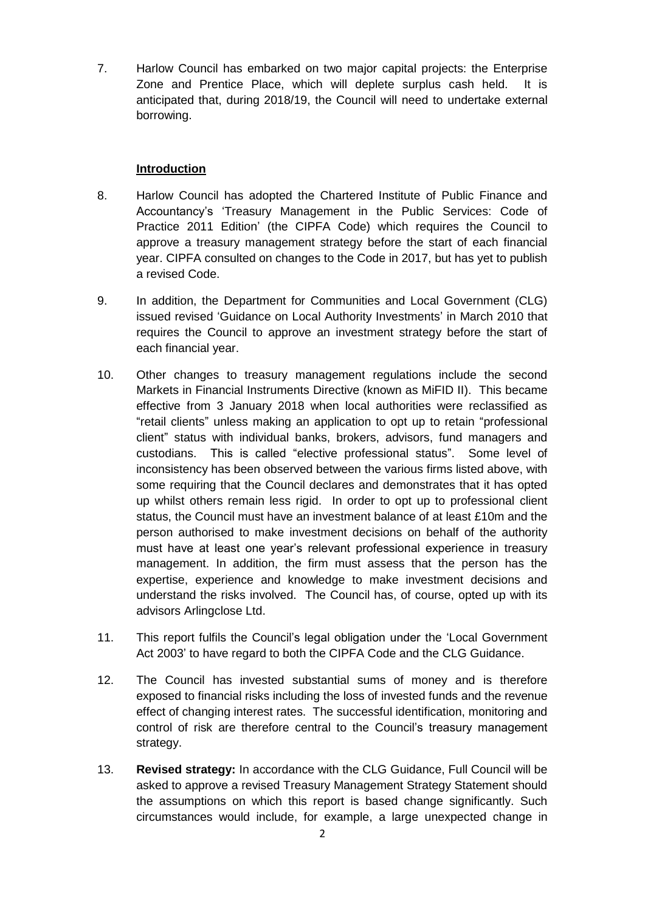7. Harlow Council has embarked on two major capital projects: the Enterprise Zone and Prentice Place, which will deplete surplus cash held. It is anticipated that, during 2018/19, the Council will need to undertake external borrowing.

## Introduction

8. Harlow Council has adopted the Chartered Institute of Public Finance and Accountancy's 'Treasury Management in the Public Services: Code of Practice 2011 Edition' (the CIPFA Code) which requires the Council to approve a treasury management strategy before the start of each financial year. CIPFA consulted on changes to the Code in 2017, but has yet to publish a revised Code.

9. In addition, the Department for Communities and Local Government (CLG) issued revised 'Guidance on Local Authority Investments' in March 2010 that requires the Council to approve an investment strategy before the start of each financial year.

10. Other changes to treasury management regulations include the second Markets in Financial Instruments Directive (known as MiFID II). This became effective from 3 January 2018 when local authorities were reclassified as "retail clients" unless making an application to opt up to retain "professional client" status with individual banks, brokers, advisors, fund managers and custodians. This is called "elective professional status". Some level of inconsistency has been observed between the various firms listed above, with some requiring that the Council declares and demonstrates that it has opted up whilst others remain less rigid. In order to opt up to professional client status, the Council must have an investment balance of at least £10m and the person authorised to make investment decisions on behalf of the authority must have at least one year's relevant professional experience in treasury management. In addition, the firm must assess that the person has the expertise, experience and knowledge to make investment decisions and understand the risks involved. The Council has, of course, opted up with its advisors Arlingclose Ltd.

11. This report fulfils the Council's legal obligation under the 'Local Government Act 2003' to have regard to both the CIPFA Code and the CLG Guidance.

12. The Council has invested substantial sums of money and is therefore exposed to financial risks including the loss of invested funds and the revenue effect of changing interest rates. The successful identification, monitoring and control of risk are therefore central to the Council's treasury management strategy.

13. **Revised strategy:** In accordance with the CLG Guidance, Full Council will be asked to approve a revised Treasury Management Strategy Statement should the assumptions on which this report is based change significantly. Such circumstances would include, for example, a large unexpected change in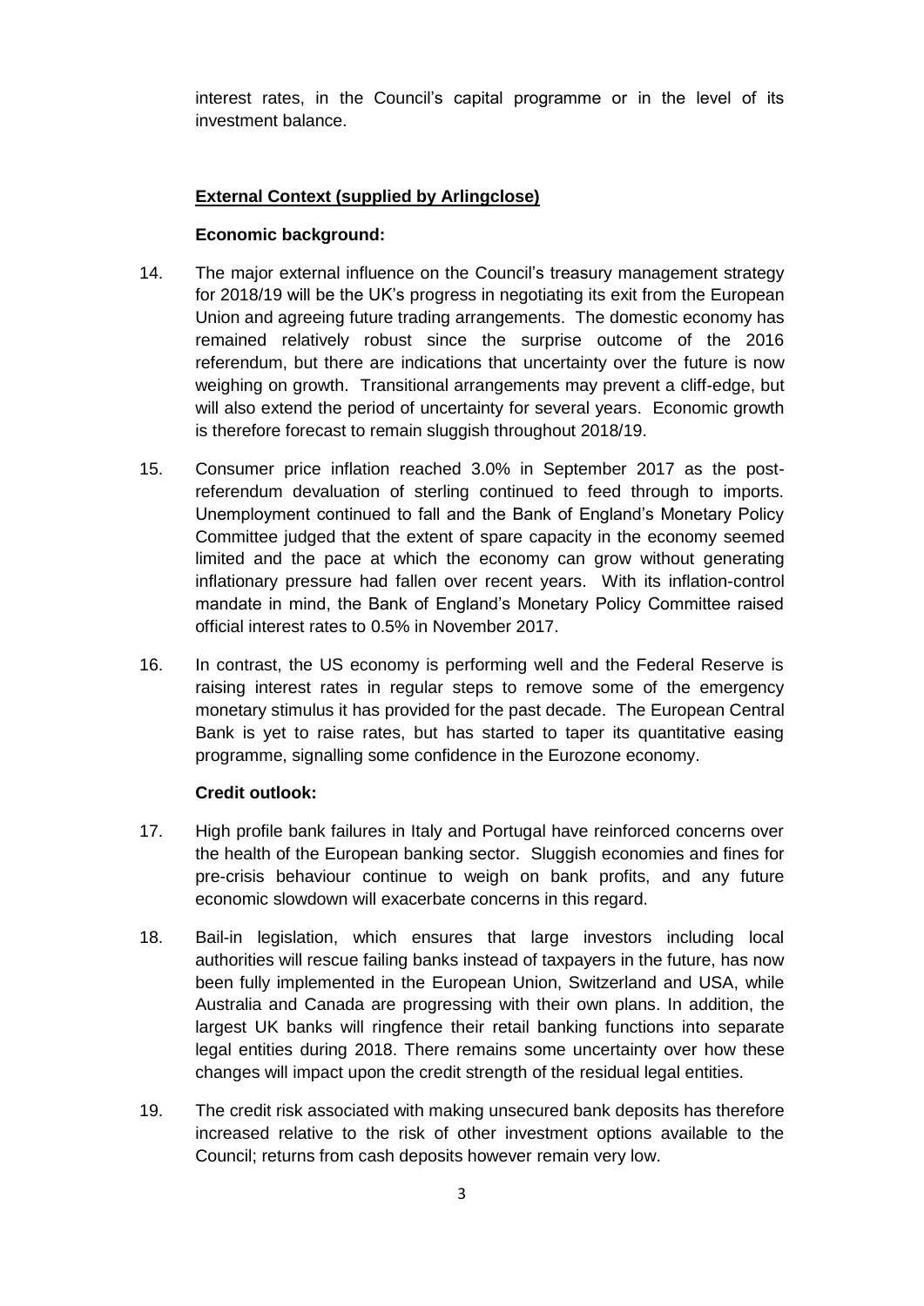interest rates, in the Council's capital programme or in the level of its investment balance.

**External Context (supplied by Arlingclose)**

**Economic background:**

14. The major external influence on the Council's treasury management strategy for 2018/19 will be the UK's progress in negotiating its exit from the European Union and agreeing future trading arrangements. The domestic economy has remained relatively robust since the surprise outcome of the 2016 referendum, but there are indications that uncertainty over the future is now weighing on growth. Transitional arrangements may prevent a cliff-edge, but will also extend the period of uncertainty for several years. Economic growth is therefore forecast to remain sluggish throughout 2018/19.

15. Consumer price inflation reached 3.0% in September 2017 as the post-referendum devaluation of sterling continued to feed through to imports. Unemployment continued to fall and the Bank of England's Monetary Policy Committee judged that the extent of spare capacity in the economy seemed limited and the pace at which the economy can grow without generating inflationary pressure had fallen over recent years. With its inflation-control mandate in mind, the Bank of England's Monetary Policy Committee raised official interest rates to 0.5% in November 2017.

16. In contrast, the US economy is performing well and the Federal Reserve is raising interest rates in regular steps to remove some of the emergency monetary stimulus it has provided for the past decade. The European Central Bank is yet to raise rates, but has started to taper its quantitative easing programme, signalling some confidence in the Eurozone economy.

**Credit outlook:**

17. High profile bank failures in Italy and Portugal have reinforced concerns over the health of the European banking sector. Sluggish economies and fines for pre-crisis behaviour continue to weigh on bank profits, and any future economic slowdown will exacerbate concerns in this regard.

18. Bail-in legislation, which ensures that large investors including local authorities will rescue failing banks instead of taxpayers in the future, has now been fully implemented in the European Union, Switzerland and USA, while Australia and Canada are progressing with their own plans. In addition, the largest UK banks will ringfence their retail banking functions into separate legal entities during 2018. There remains some uncertainty over how these changes will impact upon the credit strength of the residual legal entities.

19. The credit risk associated with making unsecured bank deposits has therefore increased relative to the risk of other investment options available to the Council; returns from cash deposits however remain very low.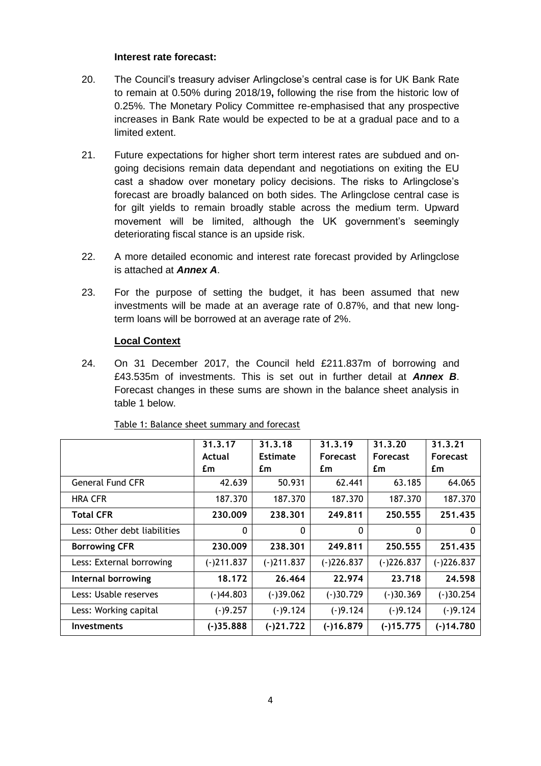### Interest rate forecast:

20. The Council's treasury adviser Arlingclose's central case is for UK Bank Rate to remain at 0.50% during 2018/19**,** following the rise from the historic low of 0.25%. The Monetary Policy Committee re-emphasised that any prospective increases in Bank Rate would be expected to be at a gradual pace and to a limited extent.

21. Future expectations for higher short term interest rates are subdued and on-going decisions remain data dependant and negotiations on exiting the EU cast a shadow over monetary policy decisions. The risks to Arlingclose's forecast are broadly balanced on both sides. The Arlingclose central case is for gilt yields to remain broadly stable across the medium term. Upward movement will be limited, although the UK government's seemingly deteriorating fiscal stance is an upside risk.

22. A more detailed economic and interest rate forecast provided by Arlingclose is attached at ***Annex A***.

23. For the purpose of setting the budget, it has been assumed that new investments will be made at an average rate of 0.87%, and that new long-term loans will be borrowed at an average rate of 2%.

### Local Context

24. On 31 December 2017, the Council held £211.837m of borrowing and £43.535m of investments. This is set out in further detail at ***Annex B***. Forecast changes in these sums are shown in the balance sheet analysis in table 1 below.

Table 1: Balance sheet summary and forecast

| | 31.3.17 Actual £m | 31.3.18 Estimate £m | 31.3.19 Forecast £m | 31.3.20 Forecast £m | 31.3.21 Forecast £m |
|---|---|---|---|---|---|
| General Fund CFR | 42.639 | 50.931 | 62.441 | 63.185 | 64.065 |
| HRA CFR | 187.370 | 187.370 | 187.370 | 187.370 | 187.370 |
| **Total CFR** | **230.009** | **238.301** | **249.811** | **250.555** | **251.435** |
| Less: Other debt liabilities | 0 | 0 | 0 | 0 | 0 |
| **Borrowing CFR** | **230.009** | **238.301** | **249.811** | **250.555** | **251.435** |
| Less: External borrowing | (-)211.837 | (-)211.837 | (-)226.837 | (-)226.837 | (-)226.837 |
| **Internal borrowing** | **18.172** | **26.464** | **22.974** | **23.718** | **24.598** |
| Less: Usable reserves | (-)44.803 | (-)39.062 | (-)30.729 | (-)30.369 | (-)30.254 |
| Less: Working capital | (-)9.257 | (-)9.124 | (-)9.124 | (-)9.124 | (-)9.124 |
| **Investments** | **(-)35.888** | **(-)21.722** | **(-)16.879** | **(-)15.775** | **(-)14.780** |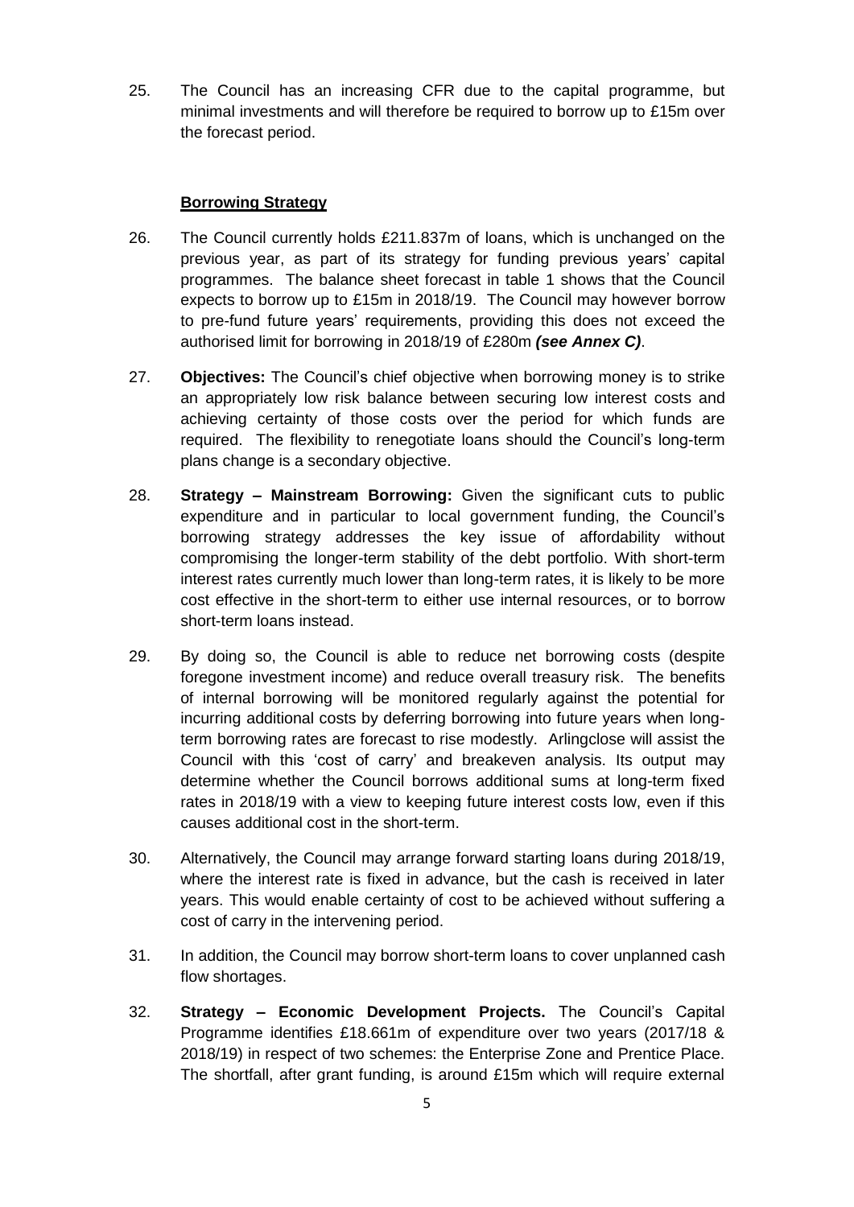25. The Council has an increasing CFR due to the capital programme, but minimal investments and will therefore be required to borrow up to £15m over the forecast period.

## Borrowing Strategy

26. The Council currently holds £211.837m of loans, which is unchanged on the previous year, as part of its strategy for funding previous years' capital programmes. The balance sheet forecast in table 1 shows that the Council expects to borrow up to £15m in 2018/19. The Council may however borrow to pre-fund future years' requirements, providing this does not exceed the authorised limit for borrowing in 2018/19 of £280m ***(see Annex C)***.

27. **Objectives:** The Council's chief objective when borrowing money is to strike an appropriately low risk balance between securing low interest costs and achieving certainty of those costs over the period for which funds are required. The flexibility to renegotiate loans should the Council's long-term plans change is a secondary objective.

28. **Strategy – Mainstream Borrowing:** Given the significant cuts to public expenditure and in particular to local government funding, the Council's borrowing strategy addresses the key issue of affordability without compromising the longer-term stability of the debt portfolio. With short-term interest rates currently much lower than long-term rates, it is likely to be more cost effective in the short-term to either use internal resources, or to borrow short-term loans instead.

29. By doing so, the Council is able to reduce net borrowing costs (despite foregone investment income) and reduce overall treasury risk. The benefits of internal borrowing will be monitored regularly against the potential for incurring additional costs by deferring borrowing into future years when long-term borrowing rates are forecast to rise modestly. Arlingclose will assist the Council with this 'cost of carry' and breakeven analysis. Its output may determine whether the Council borrows additional sums at long-term fixed rates in 2018/19 with a view to keeping future interest costs low, even if this causes additional cost in the short-term.

30. Alternatively, the Council may arrange forward starting loans during 2018/19, where the interest rate is fixed in advance, but the cash is received in later years. This would enable certainty of cost to be achieved without suffering a cost of carry in the intervening period.

31. In addition, the Council may borrow short-term loans to cover unplanned cash flow shortages.

32. **Strategy – Economic Development Projects.** The Council's Capital Programme identifies £18.661m of expenditure over two years (2017/18 & 2018/19) in respect of two schemes: the Enterprise Zone and Prentice Place. The shortfall, after grant funding, is around £15m which will require external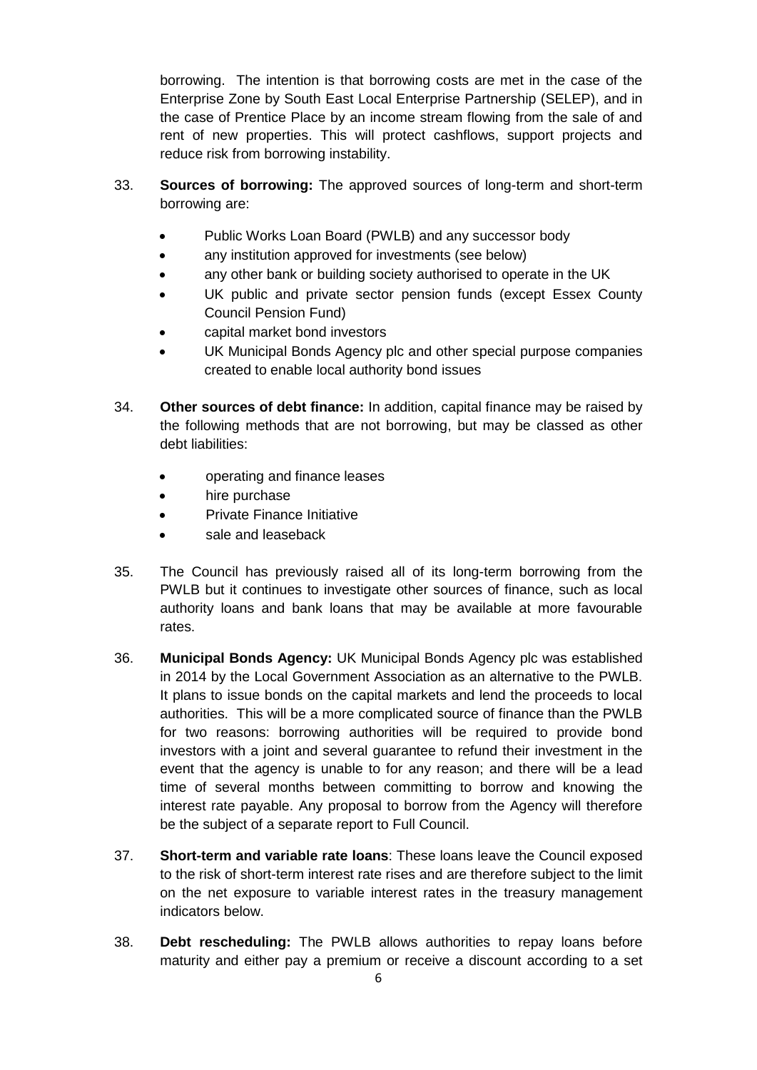borrowing. The intention is that borrowing costs are met in the case of the Enterprise Zone by South East Local Enterprise Partnership (SELEP), and in the case of Prentice Place by an income stream flowing from the sale of and rent of new properties. This will protect cashflows, support projects and reduce risk from borrowing instability.

33. **Sources of borrowing:** The approved sources of long-term and short-term borrowing are:

- Public Works Loan Board (PWLB) and any successor body
- any institution approved for investments (see below)
- any other bank or building society authorised to operate in the UK
- UK public and private sector pension funds (except Essex County Council Pension Fund)
- capital market bond investors
- UK Municipal Bonds Agency plc and other special purpose companies created to enable local authority bond issues

34. **Other sources of debt finance:** In addition, capital finance may be raised by the following methods that are not borrowing, but may be classed as other debt liabilities:

- operating and finance leases
- hire purchase
- Private Finance Initiative
- sale and leaseback

35. The Council has previously raised all of its long-term borrowing from the PWLB but it continues to investigate other sources of finance, such as local authority loans and bank loans that may be available at more favourable rates.

36. **Municipal Bonds Agency:** UK Municipal Bonds Agency plc was established in 2014 by the Local Government Association as an alternative to the PWLB. It plans to issue bonds on the capital markets and lend the proceeds to local authorities. This will be a more complicated source of finance than the PWLB for two reasons: borrowing authorities will be required to provide bond investors with a joint and several guarantee to refund their investment in the event that the agency is unable to for any reason; and there will be a lead time of several months between committing to borrow and knowing the interest rate payable. Any proposal to borrow from the Agency will therefore be the subject of a separate report to Full Council.

37. **Short-term and variable rate loans**: These loans leave the Council exposed to the risk of short-term interest rate rises and are therefore subject to the limit on the net exposure to variable interest rates in the treasury management indicators below.

38. **Debt rescheduling:** The PWLB allows authorities to repay loans before maturity and either pay a premium or receive a discount according to a set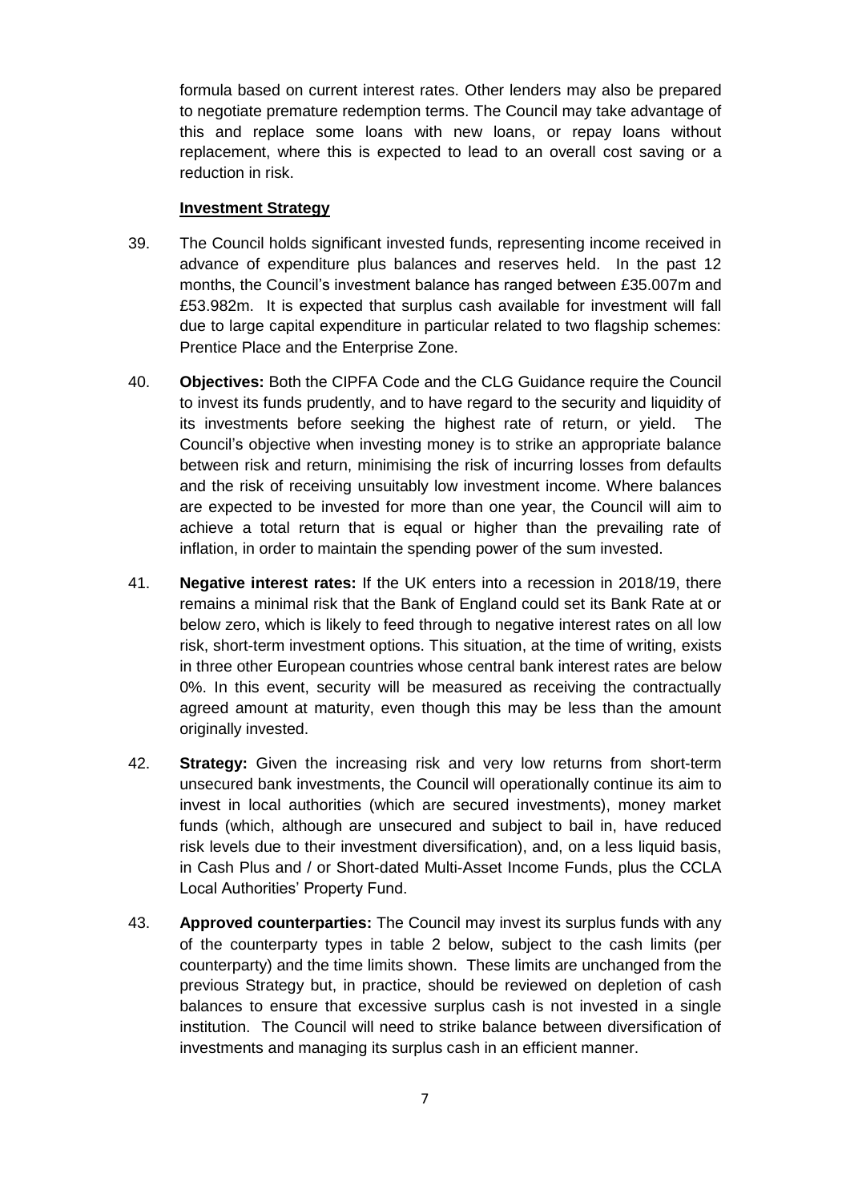formula based on current interest rates. Other lenders may also be prepared to negotiate premature redemption terms. The Council may take advantage of this and replace some loans with new loans, or repay loans without replacement, where this is expected to lead to an overall cost saving or a reduction in risk.

## Investment Strategy

39. The Council holds significant invested funds, representing income received in advance of expenditure plus balances and reserves held. In the past 12 months, the Council's investment balance has ranged between £35.007m and £53.982m. It is expected that surplus cash available for investment will fall due to large capital expenditure in particular related to two flagship schemes: Prentice Place and the Enterprise Zone.

40. **Objectives:** Both the CIPFA Code and the CLG Guidance require the Council to invest its funds prudently, and to have regard to the security and liquidity of its investments before seeking the highest rate of return, or yield. The Council's objective when investing money is to strike an appropriate balance between risk and return, minimising the risk of incurring losses from defaults and the risk of receiving unsuitably low investment income. Where balances are expected to be invested for more than one year, the Council will aim to achieve a total return that is equal or higher than the prevailing rate of inflation, in order to maintain the spending power of the sum invested.

41. **Negative interest rates:** If the UK enters into a recession in 2018/19, there remains a minimal risk that the Bank of England could set its Bank Rate at or below zero, which is likely to feed through to negative interest rates on all low risk, short-term investment options. This situation, at the time of writing, exists in three other European countries whose central bank interest rates are below 0%. In this event, security will be measured as receiving the contractually agreed amount at maturity, even though this may be less than the amount originally invested.

42. **Strategy:** Given the increasing risk and very low returns from short-term unsecured bank investments, the Council will operationally continue its aim to invest in local authorities (which are secured investments), money market funds (which, although are unsecured and subject to bail in, have reduced risk levels due to their investment diversification), and, on a less liquid basis, in Cash Plus and / or Short-dated Multi-Asset Income Funds, plus the CCLA Local Authorities' Property Fund.

43. **Approved counterparties:** The Council may invest its surplus funds with any of the counterparty types in table 2 below, subject to the cash limits (per counterparty) and the time limits shown. These limits are unchanged from the previous Strategy but, in practice, should be reviewed on depletion of cash balances to ensure that excessive surplus cash is not invested in a single institution. The Council will need to strike balance between diversification of investments and managing its surplus cash in an efficient manner.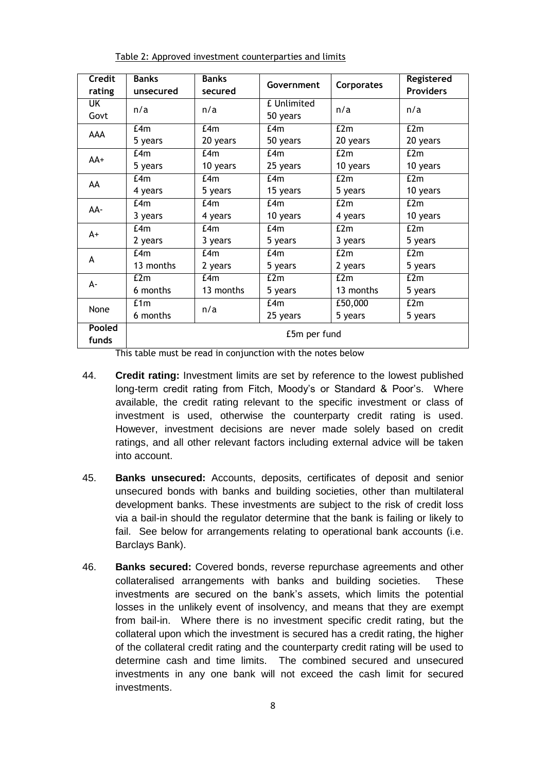Table 2: Approved investment counterparties and limits

| Credit rating | Banks unsecured | Banks secured | Government | Corporates | Registered Providers |
|---|---|---|---|---|---|
| UK Govt | n/a | n/a | £ Unlimited 50 years | n/a | n/a |
| AAA | £4m 5 years | £4m 20 years | £4m 50 years | £2m 20 years | £2m 20 years |
| AA+ | £4m 5 years | £4m 10 years | £4m 25 years | £2m 10 years | £2m 10 years |
| AA | £4m 4 years | £4m 5 years | £4m 15 years | £2m 5 years | £2m 10 years |
| AA- | £4m 3 years | £4m 4 years | £4m 10 years | £2m 4 years | £2m 10 years |
| A+ | £4m 2 years | £4m 3 years | £4m 5 years | £2m 3 years | £2m 5 years |
| A | £4m 13 months | £4m 2 years | £4m 5 years | £2m 2 years | £2m 5 years |
| A- | £2m 6 months | £4m 13 months | £2m 5 years | £2m 13 months | £2m 5 years |
| None | £1m 6 months | n/a | £4m 25 years | £50,000 5 years | £2m 5 years |
| Pooled funds | £5m per fund | | | | |

This table must be read in conjunction with the notes below

44. **Credit rating:** Investment limits are set by reference to the lowest published long-term credit rating from Fitch, Moody's or Standard & Poor's. Where available, the credit rating relevant to the specific investment or class of investment is used, otherwise the counterparty credit rating is used. However, investment decisions are never made solely based on credit ratings, and all other relevant factors including external advice will be taken into account.

45. **Banks unsecured:** Accounts, deposits, certificates of deposit and senior unsecured bonds with banks and building societies, other than multilateral development banks. These investments are subject to the risk of credit loss via a bail-in should the regulator determine that the bank is failing or likely to fail. See below for arrangements relating to operational bank accounts (i.e. Barclays Bank).

46. **Banks secured:** Covered bonds, reverse repurchase agreements and other collateralised arrangements with banks and building societies. These investments are secured on the bank's assets, which limits the potential losses in the unlikely event of insolvency, and means that they are exempt from bail-in. Where there is no investment specific credit rating, but the collateral upon which the investment is secured has a credit rating, the higher of the collateral credit rating and the counterparty credit rating will be used to determine cash and time limits. The combined secured and unsecured investments in any one bank will not exceed the cash limit for secured investments.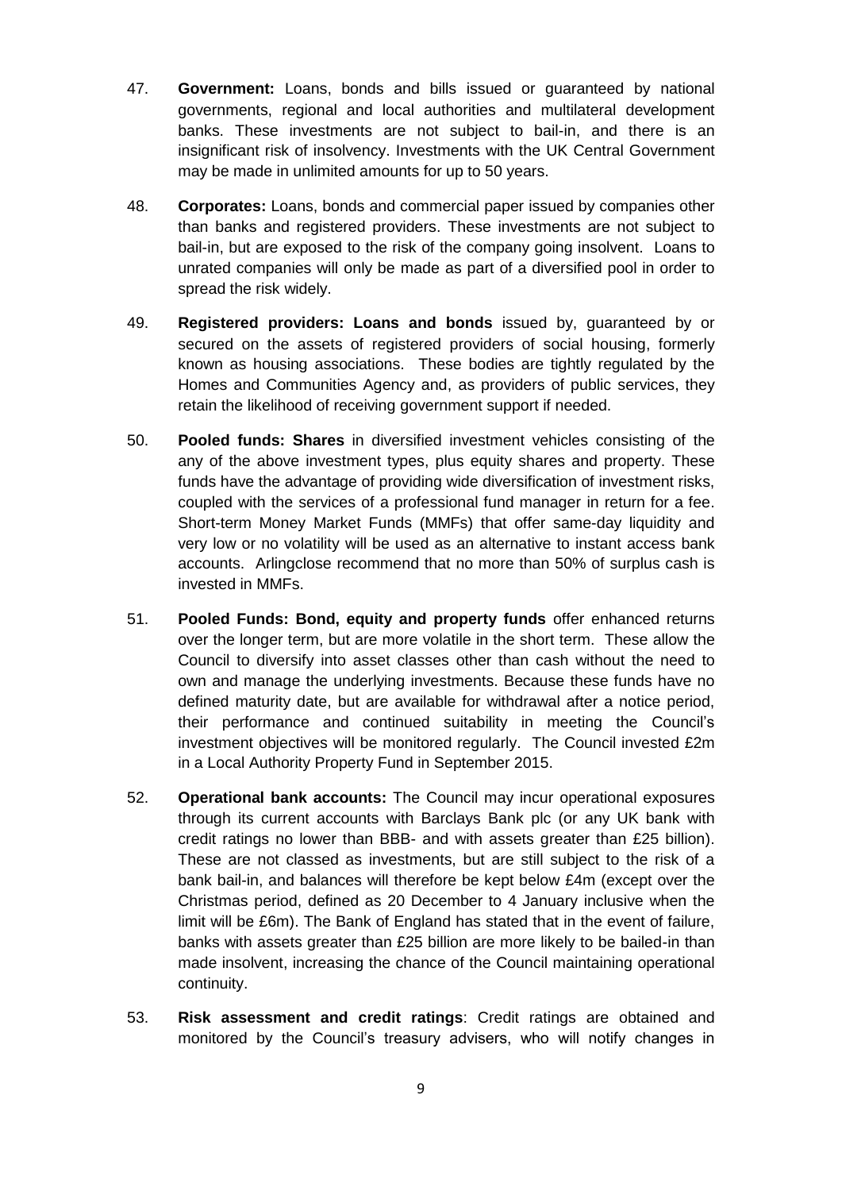47. **Government:** Loans, bonds and bills issued or guaranteed by national governments, regional and local authorities and multilateral development banks. These investments are not subject to bail-in, and there is an insignificant risk of insolvency. Investments with the UK Central Government may be made in unlimited amounts for up to 50 years.

48. **Corporates:** Loans, bonds and commercial paper issued by companies other than banks and registered providers. These investments are not subject to bail-in, but are exposed to the risk of the company going insolvent. Loans to unrated companies will only be made as part of a diversified pool in order to spread the risk widely.

49. **Registered providers: Loans and bonds** issued by, guaranteed by or secured on the assets of registered providers of social housing, formerly known as housing associations. These bodies are tightly regulated by the Homes and Communities Agency and, as providers of public services, they retain the likelihood of receiving government support if needed.

50. **Pooled funds: Shares** in diversified investment vehicles consisting of the any of the above investment types, plus equity shares and property. These funds have the advantage of providing wide diversification of investment risks, coupled with the services of a professional fund manager in return for a fee. Short-term Money Market Funds (MMFs) that offer same-day liquidity and very low or no volatility will be used as an alternative to instant access bank accounts. Arlingclose recommend that no more than 50% of surplus cash is invested in MMFs.

51. **Pooled Funds: Bond, equity and property funds** offer enhanced returns over the longer term, but are more volatile in the short term. These allow the Council to diversify into asset classes other than cash without the need to own and manage the underlying investments. Because these funds have no defined maturity date, but are available for withdrawal after a notice period, their performance and continued suitability in meeting the Council's investment objectives will be monitored regularly. The Council invested £2m in a Local Authority Property Fund in September 2015.

52. **Operational bank accounts:** The Council may incur operational exposures through its current accounts with Barclays Bank plc (or any UK bank with credit ratings no lower than BBB- and with assets greater than £25 billion). These are not classed as investments, but are still subject to the risk of a bank bail-in, and balances will therefore be kept below £4m (except over the Christmas period, defined as 20 December to 4 January inclusive when the limit will be £6m). The Bank of England has stated that in the event of failure, banks with assets greater than £25 billion are more likely to be bailed-in than made insolvent, increasing the chance of the Council maintaining operational continuity.

53. **Risk assessment and credit ratings**: Credit ratings are obtained and monitored by the Council's treasury advisers, who will notify changes in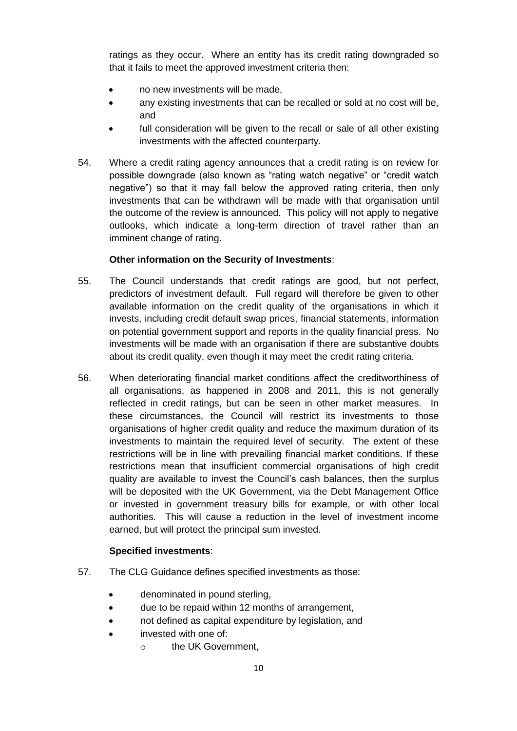ratings as they occur. Where an entity has its credit rating downgraded so that it fails to meet the approved investment criteria then:

- no new investments will be made,
- any existing investments that can be recalled or sold at no cost will be, and
- full consideration will be given to the recall or sale of all other existing investments with the affected counterparty.

54. Where a credit rating agency announces that a credit rating is on review for possible downgrade (also known as "rating watch negative" or "credit watch negative") so that it may fall below the approved rating criteria, then only investments that can be withdrawn will be made with that organisation until the outcome of the review is announced. This policy will not apply to negative outlooks, which indicate a long-term direction of travel rather than an imminent change of rating.

**Other information on the Security of Investments**:

55. The Council understands that credit ratings are good, but not perfect, predictors of investment default. Full regard will therefore be given to other available information on the credit quality of the organisations in which it invests, including credit default swap prices, financial statements, information on potential government support and reports in the quality financial press. No investments will be made with an organisation if there are substantive doubts about its credit quality, even though it may meet the credit rating criteria.

56. When deteriorating financial market conditions affect the creditworthiness of all organisations, as happened in 2008 and 2011, this is not generally reflected in credit ratings, but can be seen in other market measures. In these circumstances, the Council will restrict its investments to those organisations of higher credit quality and reduce the maximum duration of its investments to maintain the required level of security. The extent of these restrictions will be in line with prevailing financial market conditions. If these restrictions mean that insufficient commercial organisations of high credit quality are available to invest the Council's cash balances, then the surplus will be deposited with the UK Government, via the Debt Management Office or invested in government treasury bills for example, or with other local authorities. This will cause a reduction in the level of investment income earned, but will protect the principal sum invested.

**Specified investments**:

57. The CLG Guidance defines specified investments as those:

- denominated in pound sterling,
- due to be repaid within 12 months of arrangement,
- not defined as capital expenditure by legislation, and
- invested with one of:
  - the UK Government,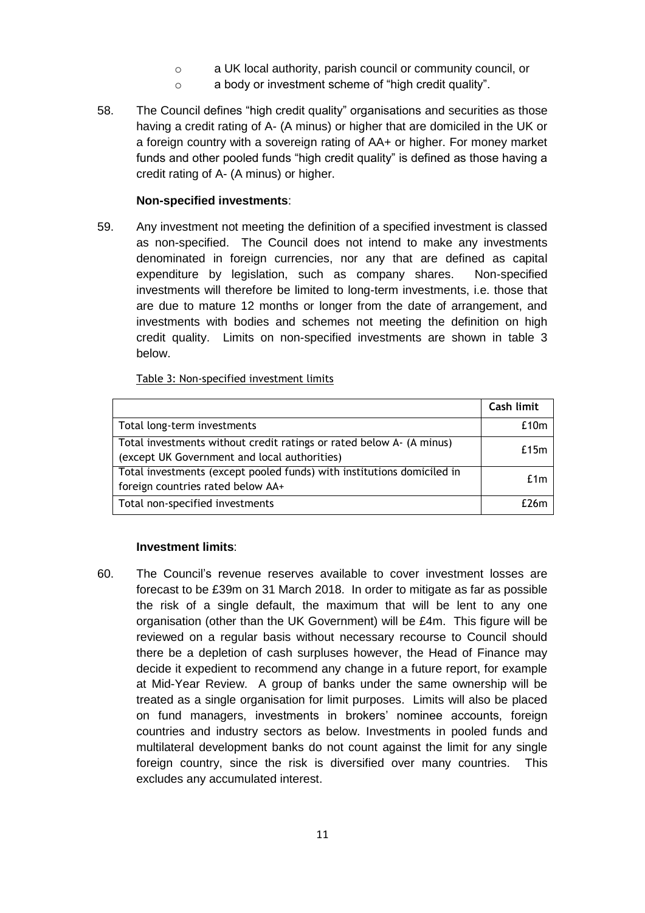- a UK local authority, parish council or community council, or
- a body or investment scheme of "high credit quality".

58. The Council defines "high credit quality" organisations and securities as those having a credit rating of A- (A minus) or higher that are domiciled in the UK or a foreign country with a sovereign rating of AA+ or higher. For money market funds and other pooled funds "high credit quality" is defined as those having a credit rating of A- (A minus) or higher.

**Non-specified investments**:

59. Any investment not meeting the definition of a specified investment is classed as non-specified. The Council does not intend to make any investments denominated in foreign currencies, nor any that are defined as capital expenditure by legislation, such as company shares. Non-specified investments will therefore be limited to long-term investments, i.e. those that are due to mature 12 months or longer from the date of arrangement, and investments with bodies and schemes not meeting the definition on high credit quality. Limits on non-specified investments are shown in table 3 below.

Table 3: Non-specified investment limits

| | **Cash limit** |
|---|---|
| Total long-term investments | £10m |
| Total investments without credit ratings or rated below A- (A minus) (except UK Government and local authorities) | £15m |
| Total investments (except pooled funds) with institutions domiciled in foreign countries rated below AA+ | £1m |
| Total non-specified investments | £26m |

**Investment limits**:

60. The Council's revenue reserves available to cover investment losses are forecast to be £39m on 31 March 2018. In order to mitigate as far as possible the risk of a single default, the maximum that will be lent to any one organisation (other than the UK Government) will be £4m. This figure will be reviewed on a regular basis without necessary recourse to Council should there be a depletion of cash surpluses however, the Head of Finance may decide it expedient to recommend any change in a future report, for example at Mid-Year Review. A group of banks under the same ownership will be treated as a single organisation for limit purposes. Limits will also be placed on fund managers, investments in brokers' nominee accounts, foreign countries and industry sectors as below. Investments in pooled funds and multilateral development banks do not count against the limit for any single foreign country, since the risk is diversified over many countries. This excludes any accumulated interest.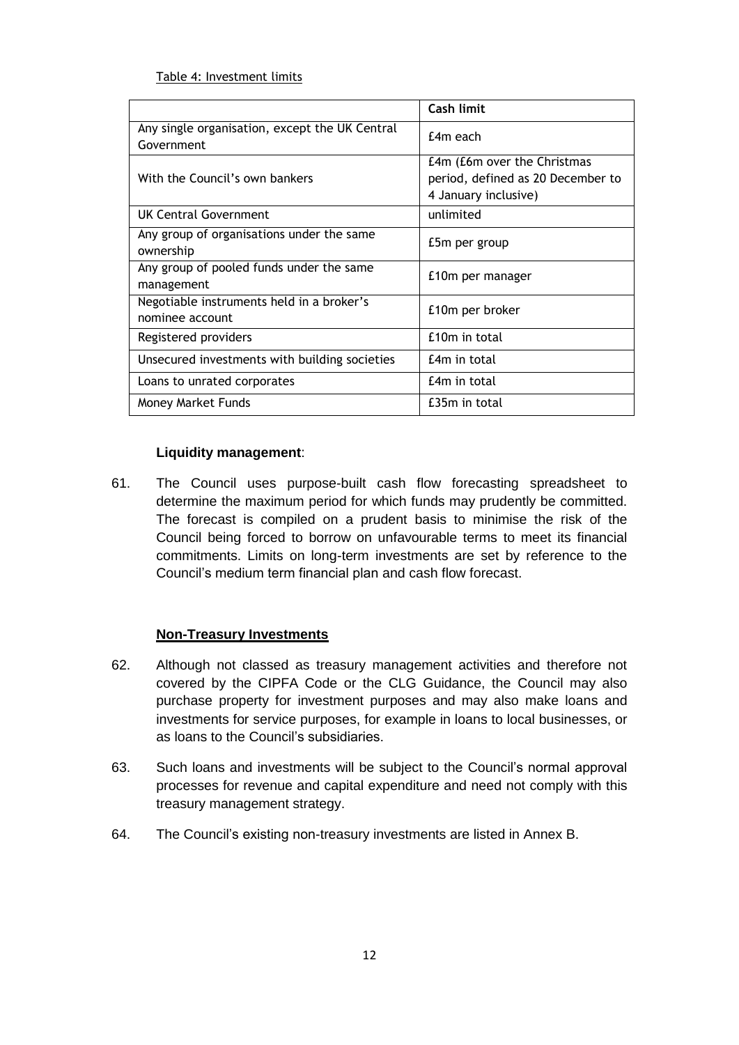Table 4: Investment limits

| | Cash limit |
|---|---|
| Any single organisation, except the UK Central Government | £4m each |
| With the Council's own bankers | £4m (£6m over the Christmas period, defined as 20 December to 4 January inclusive) |
| UK Central Government | unlimited |
| Any group of organisations under the same ownership | £5m per group |
| Any group of pooled funds under the same management | £10m per manager |
| Negotiable instruments held in a broker's nominee account | £10m per broker |
| Registered providers | £10m in total |
| Unsecured investments with building societies | £4m in total |
| Loans to unrated corporates | £4m in total |
| Money Market Funds | £35m in total |

**Liquidity management**:

61. The Council uses purpose-built cash flow forecasting spreadsheet to determine the maximum period for which funds may prudently be committed. The forecast is compiled on a prudent basis to minimise the risk of the Council being forced to borrow on unfavourable terms to meet its financial commitments. Limits on long-term investments are set by reference to the Council's medium term financial plan and cash flow forecast.

**Non-Treasury Investments**

62. Although not classed as treasury management activities and therefore not covered by the CIPFA Code or the CLG Guidance, the Council may also purchase property for investment purposes and may also make loans and investments for service purposes, for example in loans to local businesses, or as loans to the Council's subsidiaries.

63. Such loans and investments will be subject to the Council's normal approval processes for revenue and capital expenditure and need not comply with this treasury management strategy.

64. The Council's existing non-treasury investments are listed in Annex B.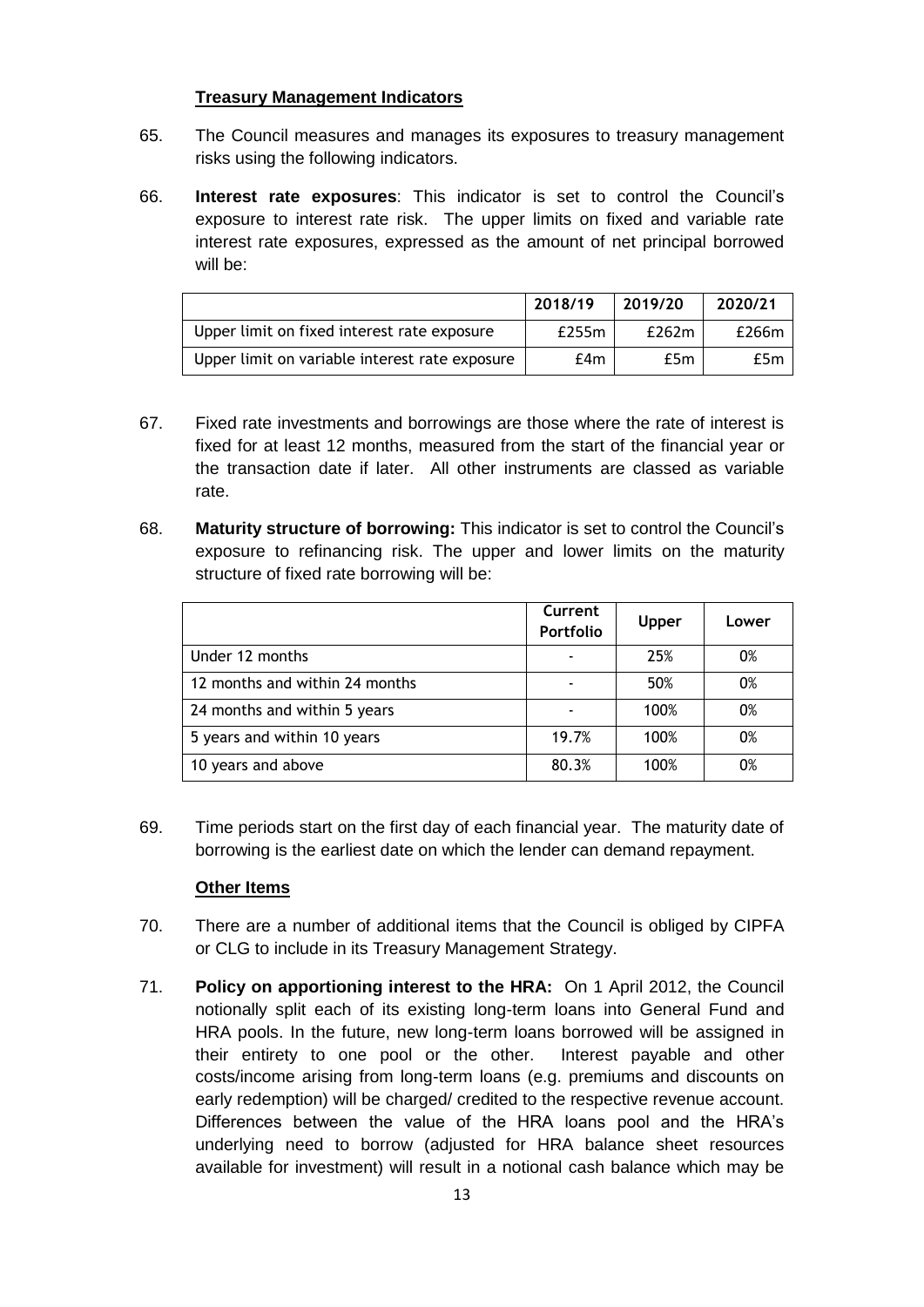## Treasury Management Indicators

65. The Council measures and manages its exposures to treasury management risks using the following indicators.

66. **Interest rate exposures**: This indicator is set to control the Council's exposure to interest rate risk. The upper limits on fixed and variable rate interest rate exposures, expressed as the amount of net principal borrowed will be:

| | 2018/19 | 2019/20 | 2020/21 |
|---|---|---|---|
| Upper limit on fixed interest rate exposure | £255m | £262m | £266m |
| Upper limit on variable interest rate exposure | £4m | £5m | £5m |

67. Fixed rate investments and borrowings are those where the rate of interest is fixed for at least 12 months, measured from the start of the financial year or the transaction date if later. All other instruments are classed as variable rate.

68. **Maturity structure of borrowing:** This indicator is set to control the Council's exposure to refinancing risk. The upper and lower limits on the maturity structure of fixed rate borrowing will be:

| | Current Portfolio | Upper | Lower |
|---|---|---|---|
| Under 12 months | - | 25% | 0% |
| 12 months and within 24 months | - | 50% | 0% |
| 24 months and within 5 years | - | 100% | 0% |
| 5 years and within 10 years | 19.7% | 100% | 0% |
| 10 years and above | 80.3% | 100% | 0% |

69. Time periods start on the first day of each financial year. The maturity date of borrowing is the earliest date on which the lender can demand repayment.

## Other Items

70. There are a number of additional items that the Council is obliged by CIPFA or CLG to include in its Treasury Management Strategy.

71. **Policy on apportioning interest to the HRA:** On 1 April 2012, the Council notionally split each of its existing long-term loans into General Fund and HRA pools. In the future, new long-term loans borrowed will be assigned in their entirety to one pool or the other. Interest payable and other costs/income arising from long-term loans (e.g. premiums and discounts on early redemption) will be charged/ credited to the respective revenue account. Differences between the value of the HRA loans pool and the HRA's underlying need to borrow (adjusted for HRA balance sheet resources available for investment) will result in a notional cash balance which may be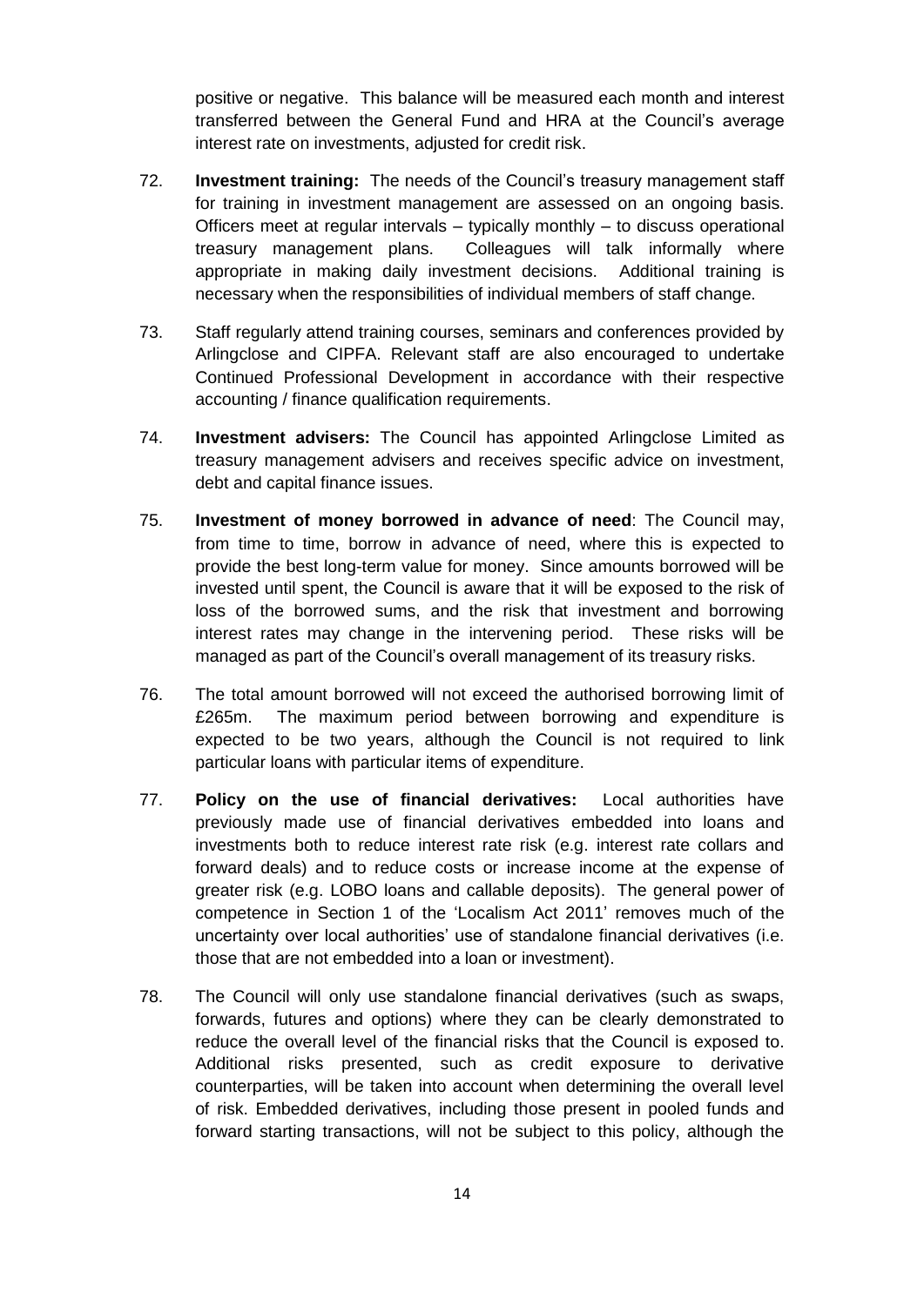positive or negative. This balance will be measured each month and interest transferred between the General Fund and HRA at the Council's average interest rate on investments, adjusted for credit risk.

72. **Investment training:** The needs of the Council's treasury management staff for training in investment management are assessed on an ongoing basis. Officers meet at regular intervals – typically monthly – to discuss operational treasury management plans. Colleagues will talk informally where appropriate in making daily investment decisions. Additional training is necessary when the responsibilities of individual members of staff change.

73. Staff regularly attend training courses, seminars and conferences provided by Arlingclose and CIPFA. Relevant staff are also encouraged to undertake Continued Professional Development in accordance with their respective accounting / finance qualification requirements.

74. **Investment advisers:** The Council has appointed Arlingclose Limited as treasury management advisers and receives specific advice on investment, debt and capital finance issues.

75. **Investment of money borrowed in advance of need**: The Council may, from time to time, borrow in advance of need, where this is expected to provide the best long-term value for money. Since amounts borrowed will be invested until spent, the Council is aware that it will be exposed to the risk of loss of the borrowed sums, and the risk that investment and borrowing interest rates may change in the intervening period. These risks will be managed as part of the Council's overall management of its treasury risks.

76. The total amount borrowed will not exceed the authorised borrowing limit of £265m. The maximum period between borrowing and expenditure is expected to be two years, although the Council is not required to link particular loans with particular items of expenditure.

77. **Policy on the use of financial derivatives:** Local authorities have previously made use of financial derivatives embedded into loans and investments both to reduce interest rate risk (e.g. interest rate collars and forward deals) and to reduce costs or increase income at the expense of greater risk (e.g. LOBO loans and callable deposits). The general power of competence in Section 1 of the 'Localism Act 2011' removes much of the uncertainty over local authorities' use of standalone financial derivatives (i.e. those that are not embedded into a loan or investment).

78. The Council will only use standalone financial derivatives (such as swaps, forwards, futures and options) where they can be clearly demonstrated to reduce the overall level of the financial risks that the Council is exposed to. Additional risks presented, such as credit exposure to derivative counterparties, will be taken into account when determining the overall level of risk. Embedded derivatives, including those present in pooled funds and forward starting transactions, will not be subject to this policy, although the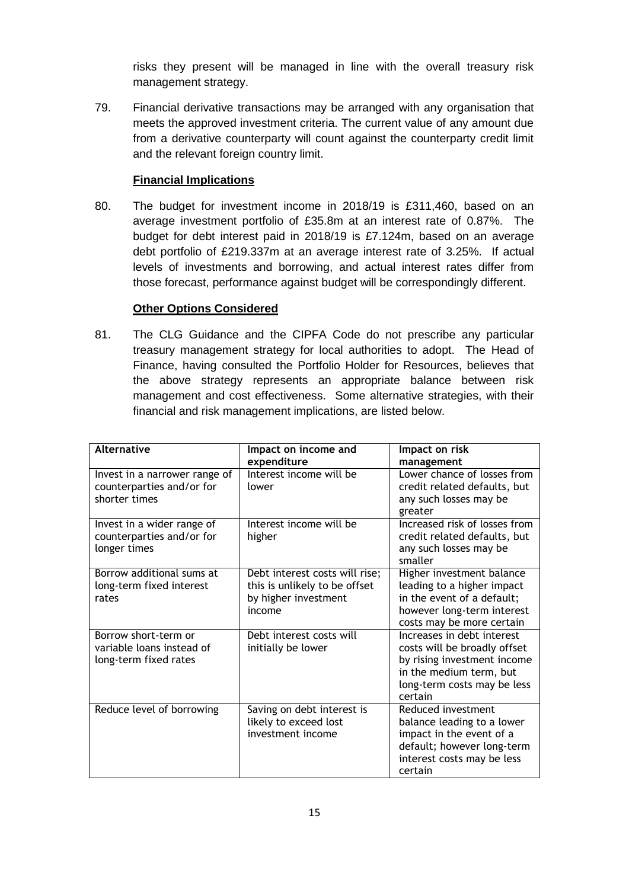risks they present will be managed in line with the overall treasury risk management strategy.

79. Financial derivative transactions may be arranged with any organisation that meets the approved investment criteria. The current value of any amount due from a derivative counterparty will count against the counterparty credit limit and the relevant foreign country limit.

**Financial Implications**

80. The budget for investment income in 2018/19 is £311,460, based on an average investment portfolio of £35.8m at an interest rate of 0.87%. The budget for debt interest paid in 2018/19 is £7.124m, based on an average debt portfolio of £219.337m at an average interest rate of 3.25%. If actual levels of investments and borrowing, and actual interest rates differ from those forecast, performance against budget will be correspondingly different.

**Other Options Considered**

81. The CLG Guidance and the CIPFA Code do not prescribe any particular treasury management strategy for local authorities to adopt. The Head of Finance, having consulted the Portfolio Holder for Resources, believes that the above strategy represents an appropriate balance between risk management and cost effectiveness. Some alternative strategies, with their financial and risk management implications, are listed below.

| Alternative | Impact on income and expenditure | Impact on risk management |
|---|---|---|
| Invest in a narrower range of counterparties and/or for shorter times | Interest income will be lower | Lower chance of losses from credit related defaults, but any such losses may be greater |
| Invest in a wider range of counterparties and/or for longer times | Interest income will be higher | Increased risk of losses from credit related defaults, but any such losses may be smaller |
| Borrow additional sums at long-term fixed interest rates | Debt interest costs will rise; this is unlikely to be offset by higher investment income | Higher investment balance leading to a higher impact in the event of a default; however long-term interest costs may be more certain |
| Borrow short-term or variable loans instead of long-term fixed rates | Debt interest costs will initially be lower | Increases in debt interest costs will be broadly offset by rising investment income in the medium term, but long-term costs may be less certain |
| Reduce level of borrowing | Saving on debt interest is likely to exceed lost investment income | Reduced investment balance leading to a lower impact in the event of a default; however long-term interest costs may be less certain |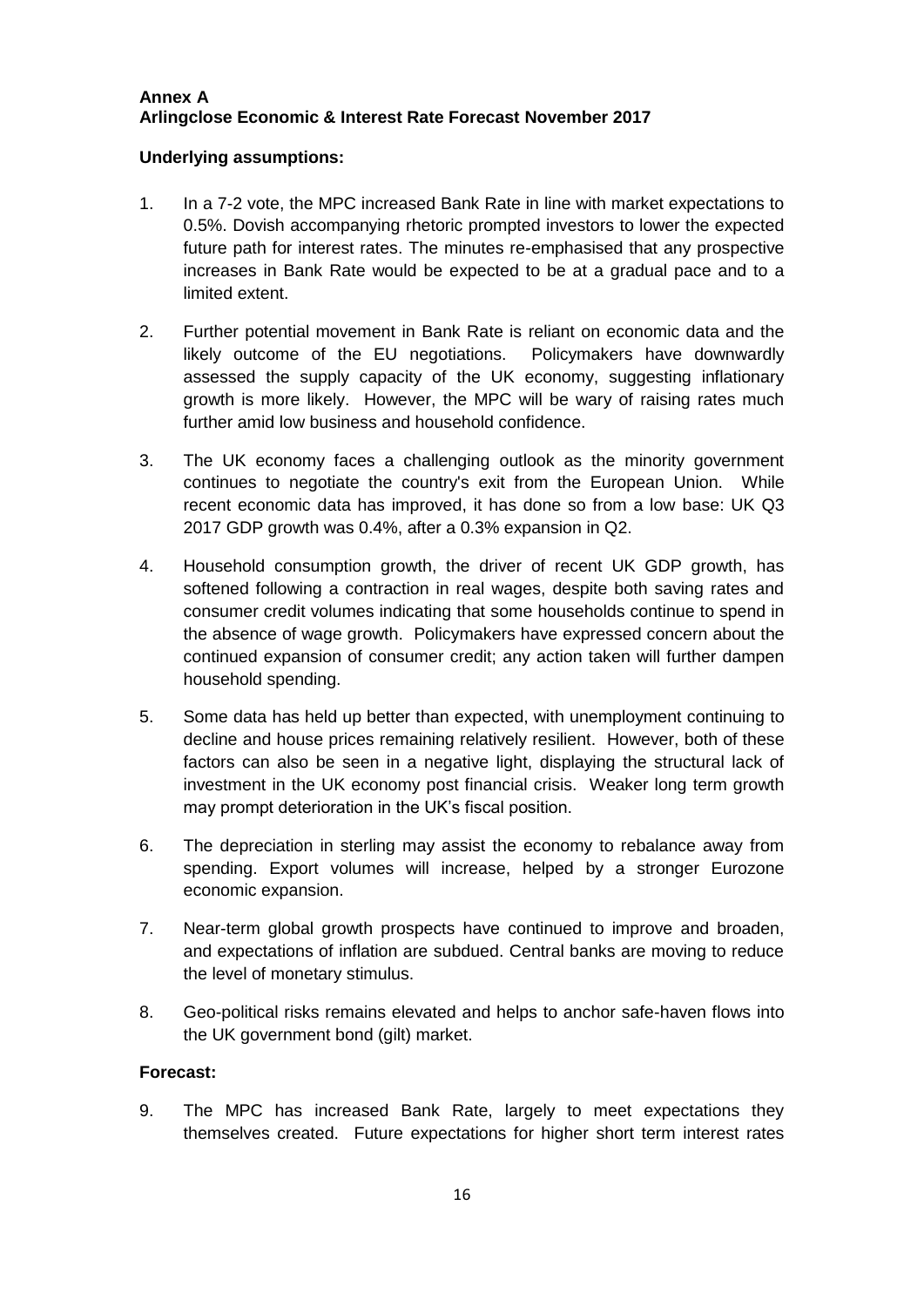**Annex A**
**Arlingclose Economic & Interest Rate Forecast November 2017**

**Underlying assumptions:**

1. In a 7-2 vote, the MPC increased Bank Rate in line with market expectations to 0.5%. Dovish accompanying rhetoric prompted investors to lower the expected future path for interest rates. The minutes re-emphasised that any prospective increases in Bank Rate would be expected to be at a gradual pace and to a limited extent.

2. Further potential movement in Bank Rate is reliant on economic data and the likely outcome of the EU negotiations. Policymakers have downwardly assessed the supply capacity of the UK economy, suggesting inflationary growth is more likely. However, the MPC will be wary of raising rates much further amid low business and household confidence.

3. The UK economy faces a challenging outlook as the minority government continues to negotiate the country's exit from the European Union. While recent economic data has improved, it has done so from a low base: UK Q3 2017 GDP growth was 0.4%, after a 0.3% expansion in Q2.

4. Household consumption growth, the driver of recent UK GDP growth, has softened following a contraction in real wages, despite both saving rates and consumer credit volumes indicating that some households continue to spend in the absence of wage growth. Policymakers have expressed concern about the continued expansion of consumer credit; any action taken will further dampen household spending.

5. Some data has held up better than expected, with unemployment continuing to decline and house prices remaining relatively resilient. However, both of these factors can also be seen in a negative light, displaying the structural lack of investment in the UK economy post financial crisis. Weaker long term growth may prompt deterioration in the UK's fiscal position.

6. The depreciation in sterling may assist the economy to rebalance away from spending. Export volumes will increase, helped by a stronger Eurozone economic expansion.

7. Near-term global growth prospects have continued to improve and broaden, and expectations of inflation are subdued. Central banks are moving to reduce the level of monetary stimulus.

8. Geo-political risks remains elevated and helps to anchor safe-haven flows into the UK government bond (gilt) market.

**Forecast:**

9. The MPC has increased Bank Rate, largely to meet expectations they themselves created. Future expectations for higher short term interest rates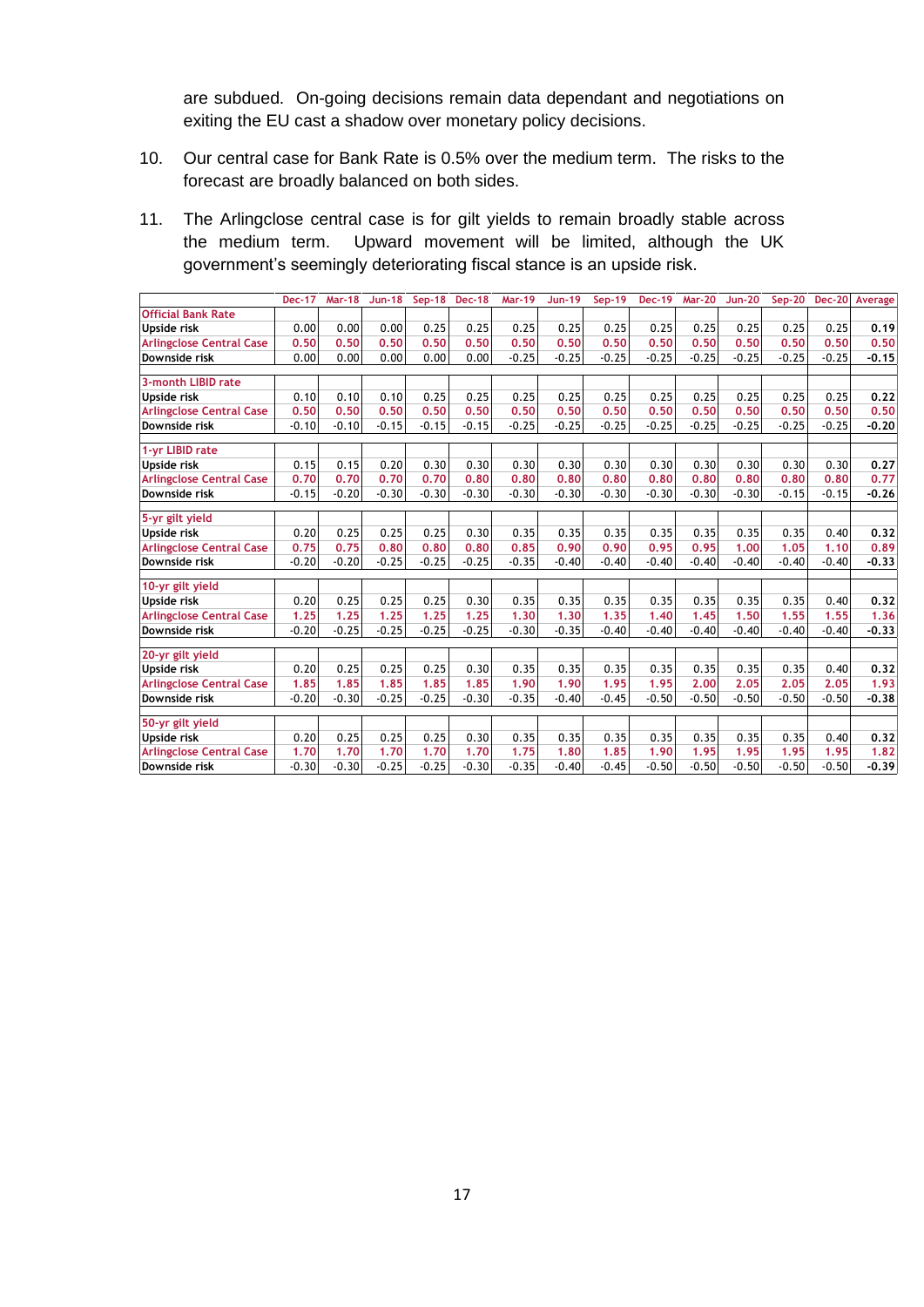are subdued. On-going decisions remain data dependant and negotiations on exiting the EU cast a shadow over monetary policy decisions.

10. Our central case for Bank Rate is 0.5% over the medium term. The risks to the forecast are broadly balanced on both sides.

11. The Arlingclose central case is for gilt yields to remain broadly stable across the medium term. Upward movement will be limited, although the UK government's seemingly deteriorating fiscal stance is an upside risk.

| | Dec-17 | Mar-18 | Jun-18 | Sep-18 | Dec-18 | Mar-19 | Jun-19 | Sep-19 | Dec-19 | Mar-20 | Jun-20 | Sep-20 | Dec-20 | Average |
|---|---|---|---|---|---|---|---|---|---|---|---|---|---|---|
| **Official Bank Rate** | | | | | | | | | | | | | | |
| **Upside risk** | 0.00 | 0.00 | 0.00 | 0.25 | 0.25 | 0.25 | 0.25 | 0.25 | 0.25 | 0.25 | 0.25 | 0.25 | 0.25 | **0.19** |
| **Arlingclose Central Case** | **0.50** | **0.50** | **0.50** | **0.50** | **0.50** | **0.50** | **0.50** | **0.50** | **0.50** | **0.50** | **0.50** | **0.50** | **0.50** | **0.50** |
| **Downside risk** | 0.00 | 0.00 | 0.00 | 0.00 | 0.00 | -0.25 | -0.25 | -0.25 | -0.25 | -0.25 | -0.25 | -0.25 | -0.25 | **-0.15** |
| **3-month LIBID rate** | | | | | | | | | | | | | | |
| **Upside risk** | 0.10 | 0.10 | 0.10 | 0.25 | 0.25 | 0.25 | 0.25 | 0.25 | 0.25 | 0.25 | 0.25 | 0.25 | 0.25 | **0.22** |
| **Arlingclose Central Case** | **0.50** | **0.50** | **0.50** | **0.50** | **0.50** | **0.50** | **0.50** | **0.50** | **0.50** | **0.50** | **0.50** | **0.50** | **0.50** | **0.50** |
| **Downside risk** | -0.10 | -0.10 | -0.15 | -0.15 | -0.15 | -0.25 | -0.25 | -0.25 | -0.25 | -0.25 | -0.25 | -0.25 | -0.25 | **-0.20** |
| **1-yr LIBID rate** | | | | | | | | | | | | | | |
| **Upside risk** | 0.15 | 0.15 | 0.20 | 0.30 | 0.30 | 0.30 | 0.30 | 0.30 | 0.30 | 0.30 | 0.30 | 0.30 | 0.30 | **0.27** |
| **Arlingclose Central Case** | **0.70** | **0.70** | **0.70** | **0.70** | **0.80** | **0.80** | **0.80** | **0.80** | **0.80** | **0.80** | **0.80** | **0.80** | **0.80** | **0.77** |
| **Downside risk** | -0.15 | -0.20 | -0.30 | -0.30 | -0.30 | -0.30 | -0.30 | -0.30 | -0.30 | -0.30 | -0.30 | -0.15 | -0.15 | **-0.26** |
| **5-yr gilt yield** | | | | | | | | | | | | | | |
| **Upside risk** | 0.20 | 0.25 | 0.25 | 0.25 | 0.30 | 0.35 | 0.35 | 0.35 | 0.35 | 0.35 | 0.35 | 0.35 | 0.40 | **0.32** |
| **Arlingclose Central Case** | **0.75** | **0.75** | **0.80** | **0.80** | **0.80** | **0.85** | **0.90** | **0.90** | **0.95** | **0.95** | **1.00** | **1.05** | **1.10** | **0.89** |
| **Downside risk** | -0.20 | -0.20 | -0.25 | -0.25 | -0.25 | -0.35 | -0.40 | -0.40 | -0.40 | -0.40 | -0.40 | -0.40 | -0.40 | **-0.33** |
| **10-yr gilt yield** | | | | | | | | | | | | | | |
| **Upside risk** | 0.20 | 0.25 | 0.25 | 0.25 | 0.30 | 0.35 | 0.35 | 0.35 | 0.35 | 0.35 | 0.35 | 0.35 | 0.40 | **0.32** |
| **Arlingclose Central Case** | **1.25** | **1.25** | **1.25** | **1.25** | **1.25** | **1.30** | **1.30** | **1.35** | **1.40** | **1.45** | **1.50** | **1.55** | **1.55** | **1.36** |
| **Downside risk** | -0.20 | -0.25 | -0.25 | -0.25 | -0.25 | -0.30 | -0.35 | -0.40 | -0.40 | -0.40 | -0.40 | -0.40 | -0.40 | **-0.33** |
| **20-yr gilt yield** | | | | | | | | | | | | | | |
| **Upside risk** | 0.20 | 0.25 | 0.25 | 0.25 | 0.30 | 0.35 | 0.35 | 0.35 | 0.35 | 0.35 | 0.35 | 0.35 | 0.40 | **0.32** |
| **Arlingclose Central Case** | **1.85** | **1.85** | **1.85** | **1.85** | **1.85** | **1.90** | **1.90** | **1.95** | **1.95** | **2.00** | **2.05** | **2.05** | **2.05** | **1.93** |
| **Downside risk** | -0.20 | -0.30 | -0.25 | -0.25 | -0.30 | -0.35 | -0.40 | -0.45 | -0.50 | -0.50 | -0.50 | -0.50 | -0.50 | **-0.38** |
| **50-yr gilt yield** | | | | | | | | | | | | | | |
| **Upside risk** | 0.20 | 0.25 | 0.25 | 0.25 | 0.30 | 0.35 | 0.35 | 0.35 | 0.35 | 0.35 | 0.35 | 0.35 | 0.40 | **0.32** |
| **Arlingclose Central Case** | **1.70** | **1.70** | **1.70** | **1.70** | **1.70** | **1.75** | **1.80** | **1.85** | **1.90** | **1.95** | **1.95** | **1.95** | **1.95** | **1.82** |
| **Downside risk** | -0.30 | -0.30 | -0.25 | -0.25 | -0.30 | -0.35 | -0.40 | -0.45 | -0.50 | -0.50 | -0.50 | -0.50 | -0.50 | **-0.39** |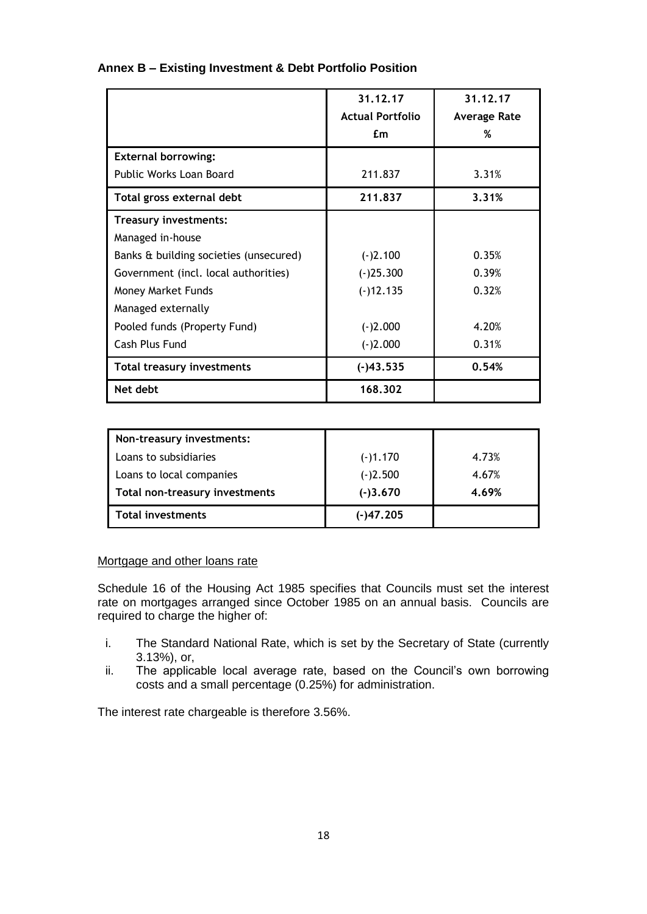**Annex B – Existing Investment & Debt Portfolio Position**

| | 31.12.17 Actual Portfolio £m | 31.12.17 Average Rate % |
|---|---|---|
| **External borrowing:** | | |
| Public Works Loan Board | 211.837 | 3.31% |
| **Total gross external debt** | **211.837** | **3.31%** |
| **Treasury investments:** | | |
| Managed in-house | | |
| Banks & building societies (unsecured) | (-)2.100 | 0.35% |
| Government (incl. local authorities) | (-)25.300 | 0.39% |
| Money Market Funds | (-)12.135 | 0.32% |
| Managed externally | | |
| Pooled funds (Property Fund) | (-)2.000 | 4.20% |
| Cash Plus Fund | (-)2.000 | 0.31% |
| **Total treasury investments** | **(-)43.535** | **0.54%** |
| **Net debt** | **168.302** | |

| | | |
|---|---|---|
| **Non-treasury investments:** | | |
| Loans to subsidiaries | (-)1.170 | 4.73% |
| Loans to local companies | (-)2.500 | 4.67% |
| **Total non-treasury investments** | **(-)3.670** | **4.69%** |
| **Total investments** | **(-)47.205** | |

Mortgage and other loans rate

Schedule 16 of the Housing Act 1985 specifies that Councils must set the interest rate on mortgages arranged since October 1985 on an annual basis. Councils are required to charge the higher of:

i. The Standard National Rate, which is set by the Secretary of State (currently 3.13%), or,
ii. The applicable local average rate, based on the Council's own borrowing costs and a small percentage (0.25%) for administration.

The interest rate chargeable is therefore 3.56%.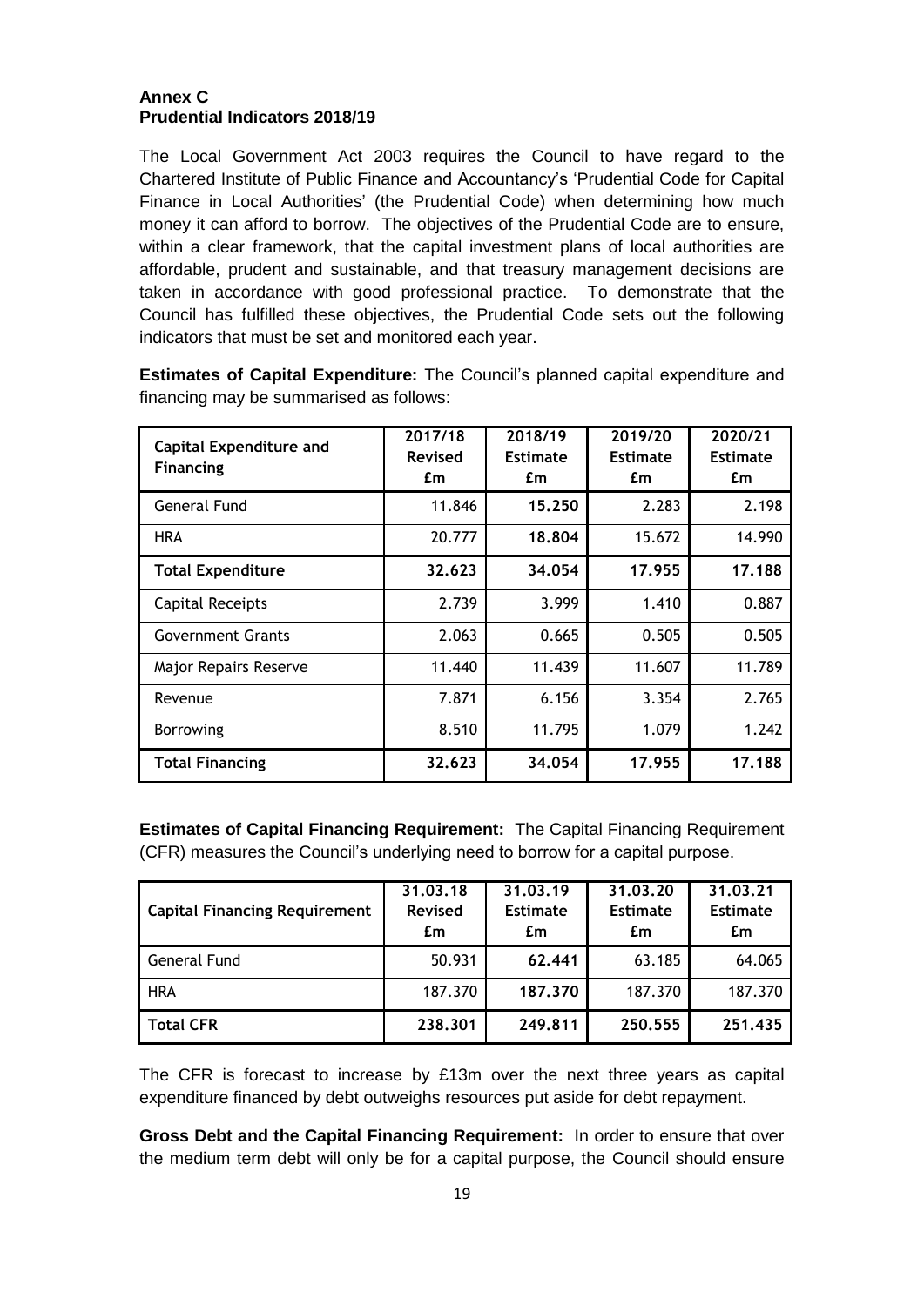**Annex C**
**Prudential Indicators 2018/19**

The Local Government Act 2003 requires the Council to have regard to the Chartered Institute of Public Finance and Accountancy's 'Prudential Code for Capital Finance in Local Authorities' (the Prudential Code) when determining how much money it can afford to borrow. The objectives of the Prudential Code are to ensure, within a clear framework, that the capital investment plans of local authorities are affordable, prudent and sustainable, and that treasury management decisions are taken in accordance with good professional practice. To demonstrate that the Council has fulfilled these objectives, the Prudential Code sets out the following indicators that must be set and monitored each year.

**Estimates of Capital Expenditure:** The Council's planned capital expenditure and financing may be summarised as follows:

| Capital Expenditure and Financing | 2017/18 Revised £m | 2018/19 Estimate £m | 2019/20 Estimate £m | 2020/21 Estimate £m |
|---|---|---|---|---|
| General Fund | 11.846 | **15.250** | 2.283 | 2.198 |
| HRA | 20.777 | **18.804** | 15.672 | 14.990 |
| **Total Expenditure** | **32.623** | **34.054** | **17.955** | **17.188** |
| Capital Receipts | 2.739 | 3.999 | 1.410 | 0.887 |
| Government Grants | 2.063 | 0.665 | 0.505 | 0.505 |
| Major Repairs Reserve | 11.440 | 11.439 | 11.607 | 11.789 |
| Revenue | 7.871 | 6.156 | 3.354 | 2.765 |
| Borrowing | 8.510 | 11.795 | 1.079 | 1.242 |
| **Total Financing** | **32.623** | **34.054** | **17.955** | **17.188** |

**Estimates of Capital Financing Requirement:** The Capital Financing Requirement (CFR) measures the Council's underlying need to borrow for a capital purpose.

| Capital Financing Requirement | 31.03.18 Revised £m | 31.03.19 Estimate £m | 31.03.20 Estimate £m | 31.03.21 Estimate £m |
|---|---|---|---|---|
| General Fund | 50.931 | **62.441** | 63.185 | 64.065 |
| HRA | 187.370 | **187.370** | 187.370 | 187.370 |
| **Total CFR** | **238.301** | **249.811** | **250.555** | **251.435** |

The CFR is forecast to increase by £13m over the next three years as capital expenditure financed by debt outweighs resources put aside for debt repayment.

**Gross Debt and the Capital Financing Requirement:** In order to ensure that over the medium term debt will only be for a capital purpose, the Council should ensure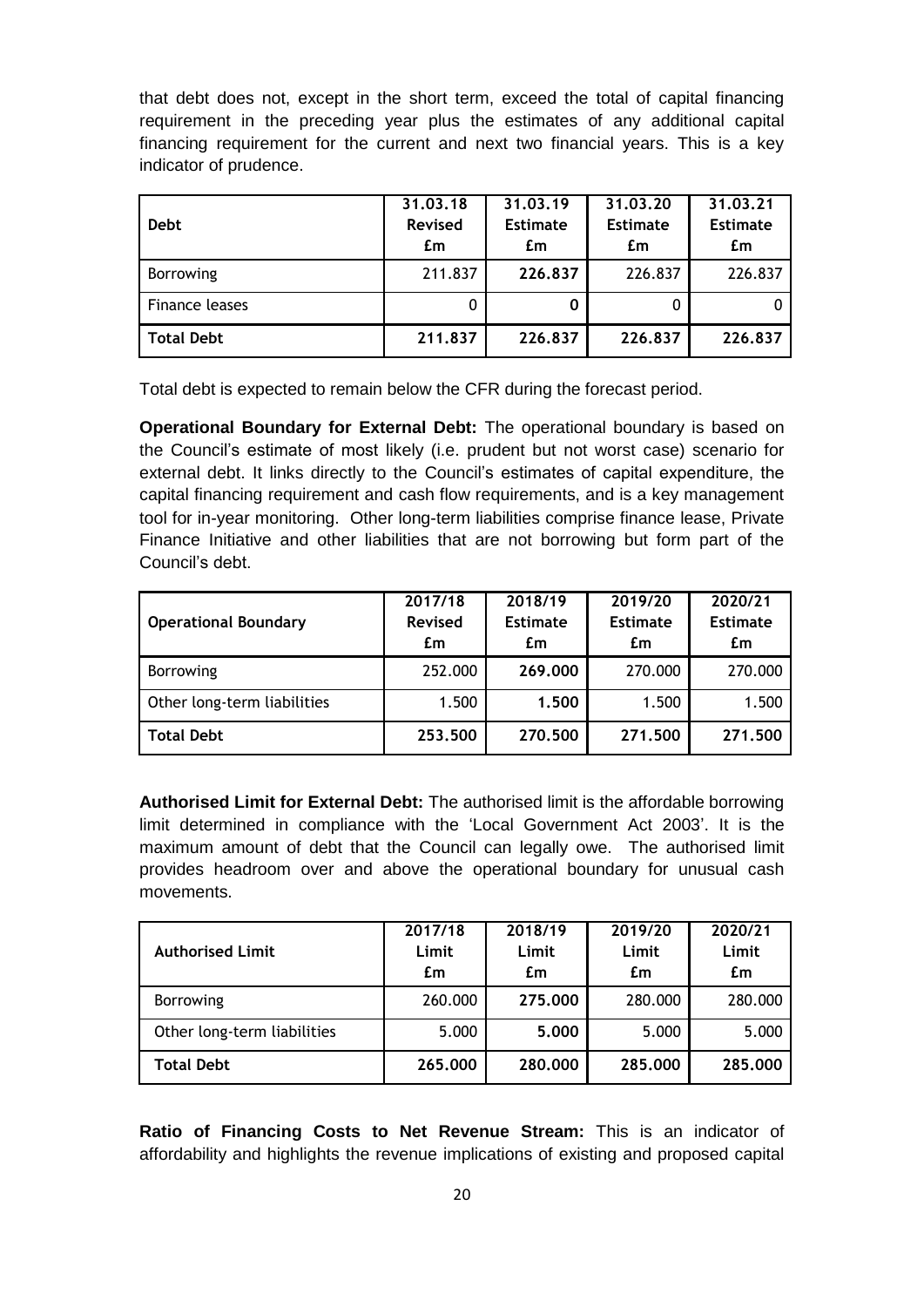that debt does not, except in the short term, exceed the total of capital financing requirement in the preceding year plus the estimates of any additional capital financing requirement for the current and next two financial years. This is a key indicator of prudence.

| Debt | 31.03.18 Revised £m | 31.03.19 Estimate £m | 31.03.20 Estimate £m | 31.03.21 Estimate £m |
|---|---|---|---|---|
| Borrowing | 211.837 | **226.837** | 226.837 | 226.837 |
| Finance leases | 0 | **0** | 0 | 0 |
| **Total Debt** | **211.837** | **226.837** | **226.837** | **226.837** |

Total debt is expected to remain below the CFR during the forecast period.

**Operational Boundary for External Debt:** The operational boundary is based on the Council's estimate of most likely (i.e. prudent but not worst case) scenario for external debt. It links directly to the Council's estimates of capital expenditure, the capital financing requirement and cash flow requirements, and is a key management tool for in-year monitoring. Other long-term liabilities comprise finance lease, Private Finance Initiative and other liabilities that are not borrowing but form part of the Council's debt.

| Operational Boundary | 2017/18 Revised £m | 2018/19 Estimate £m | 2019/20 Estimate £m | 2020/21 Estimate £m |
|---|---|---|---|---|
| Borrowing | 252.000 | **269.000** | 270.000 | 270.000 |
| Other long-term liabilities | 1.500 | **1.500** | 1.500 | 1.500 |
| **Total Debt** | **253.500** | **270.500** | **271.500** | **271.500** |

**Authorised Limit for External Debt:** The authorised limit is the affordable borrowing limit determined in compliance with the 'Local Government Act 2003'. It is the maximum amount of debt that the Council can legally owe. The authorised limit provides headroom over and above the operational boundary for unusual cash movements.

| Authorised Limit | 2017/18 Limit £m | 2018/19 Limit £m | 2019/20 Limit £m | 2020/21 Limit £m |
|---|---|---|---|---|
| Borrowing | 260.000 | **275.000** | 280.000 | 280.000 |
| Other long-term liabilities | 5.000 | **5.000** | 5.000 | 5.000 |
| **Total Debt** | **265.000** | **280.000** | **285.000** | **285.000** |

**Ratio of Financing Costs to Net Revenue Stream:** This is an indicator of affordability and highlights the revenue implications of existing and proposed capital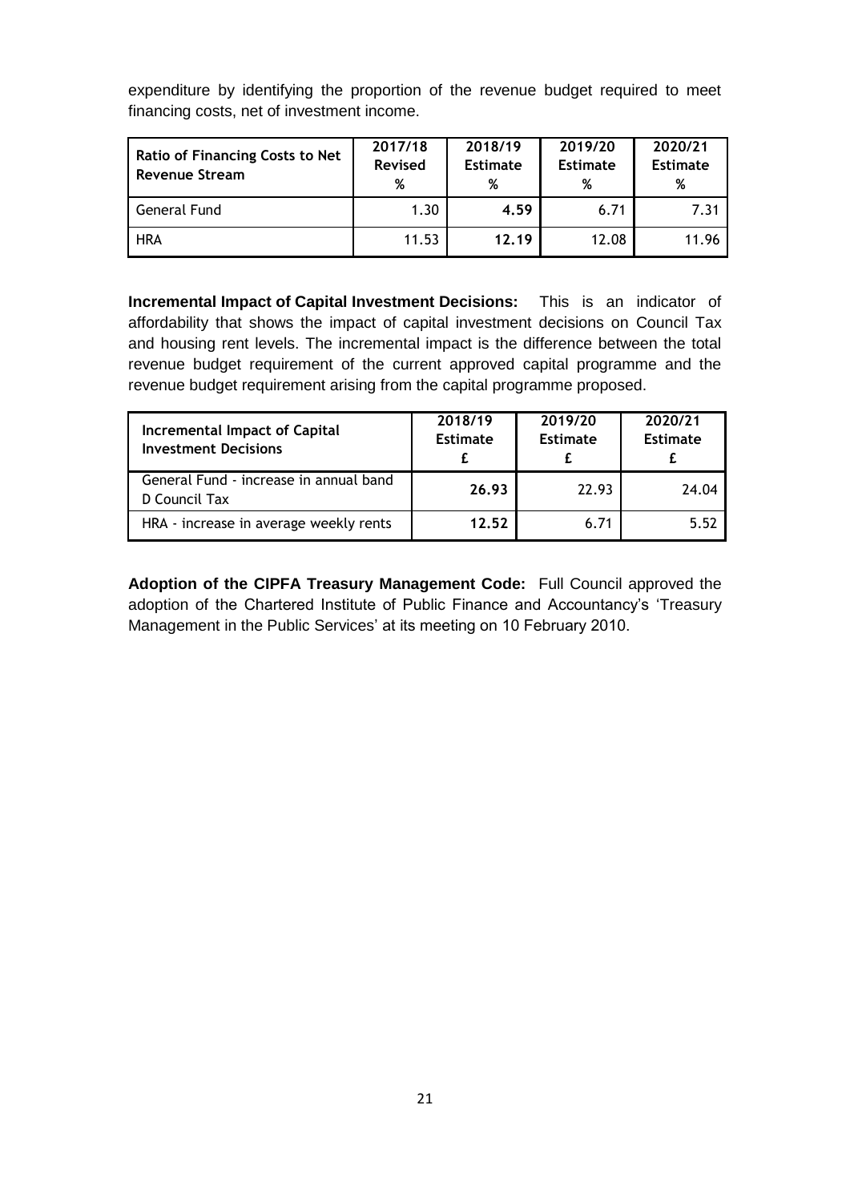expenditure by identifying the proportion of the revenue budget required to meet financing costs, net of investment income.

| Ratio of Financing Costs to Net Revenue Stream | 2017/18 Revised % | 2018/19 Estimate % | 2019/20 Estimate % | 2020/21 Estimate % |
|---|---|---|---|---|
| General Fund | 1.30 | **4.59** | 6.71 | 7.31 |
| HRA | 11.53 | **12.19** | 12.08 | 11.96 |

**Incremental Impact of Capital Investment Decisions:** This is an indicator of affordability that shows the impact of capital investment decisions on Council Tax and housing rent levels. The incremental impact is the difference between the total revenue budget requirement of the current approved capital programme and the revenue budget requirement arising from the capital programme proposed.

| Incremental Impact of Capital Investment Decisions | 2018/19 Estimate £ | 2019/20 Estimate £ | 2020/21 Estimate £ |
|---|---|---|---|
| General Fund - increase in annual band D Council Tax | **26.93** | 22.93 | 24.04 |
| HRA - increase in average weekly rents | **12.52** | 6.71 | 5.52 |

**Adoption of the CIPFA Treasury Management Code:** Full Council approved the adoption of the Chartered Institute of Public Finance and Accountancy's 'Treasury Management in the Public Services' at its meeting on 10 February 2010.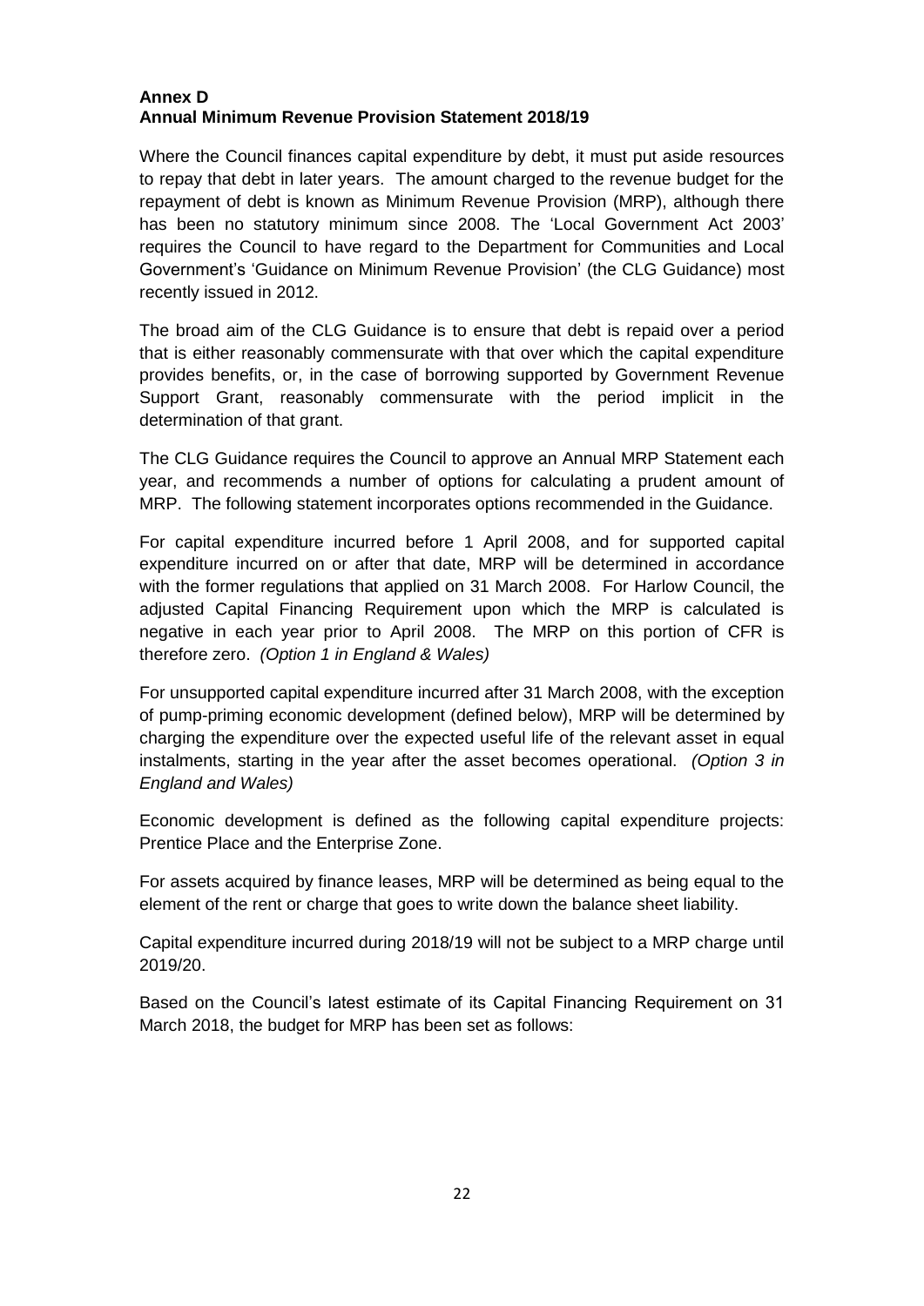**Annex D**
**Annual Minimum Revenue Provision Statement 2018/19**

Where the Council finances capital expenditure by debt, it must put aside resources to repay that debt in later years. The amount charged to the revenue budget for the repayment of debt is known as Minimum Revenue Provision (MRP), although there has been no statutory minimum since 2008. The 'Local Government Act 2003' requires the Council to have regard to the Department for Communities and Local Government's 'Guidance on Minimum Revenue Provision' (the CLG Guidance) most recently issued in 2012.

The broad aim of the CLG Guidance is to ensure that debt is repaid over a period that is either reasonably commensurate with that over which the capital expenditure provides benefits, or, in the case of borrowing supported by Government Revenue Support Grant, reasonably commensurate with the period implicit in the determination of that grant.

The CLG Guidance requires the Council to approve an Annual MRP Statement each year, and recommends a number of options for calculating a prudent amount of MRP. The following statement incorporates options recommended in the Guidance.

For capital expenditure incurred before 1 April 2008, and for supported capital expenditure incurred on or after that date, MRP will be determined in accordance with the former regulations that applied on 31 March 2008. For Harlow Council, the adjusted Capital Financing Requirement upon which the MRP is calculated is negative in each year prior to April 2008. The MRP on this portion of CFR is therefore zero. *(Option 1 in England & Wales)*

For unsupported capital expenditure incurred after 31 March 2008, with the exception of pump-priming economic development (defined below), MRP will be determined by charging the expenditure over the expected useful life of the relevant asset in equal instalments, starting in the year after the asset becomes operational. *(Option 3 in England and Wales)*

Economic development is defined as the following capital expenditure projects: Prentice Place and the Enterprise Zone.

For assets acquired by finance leases, MRP will be determined as being equal to the element of the rent or charge that goes to write down the balance sheet liability.

Capital expenditure incurred during 2018/19 will not be subject to a MRP charge until 2019/20.

Based on the Council's latest estimate of its Capital Financing Requirement on 31 March 2018, the budget for MRP has been set as follows: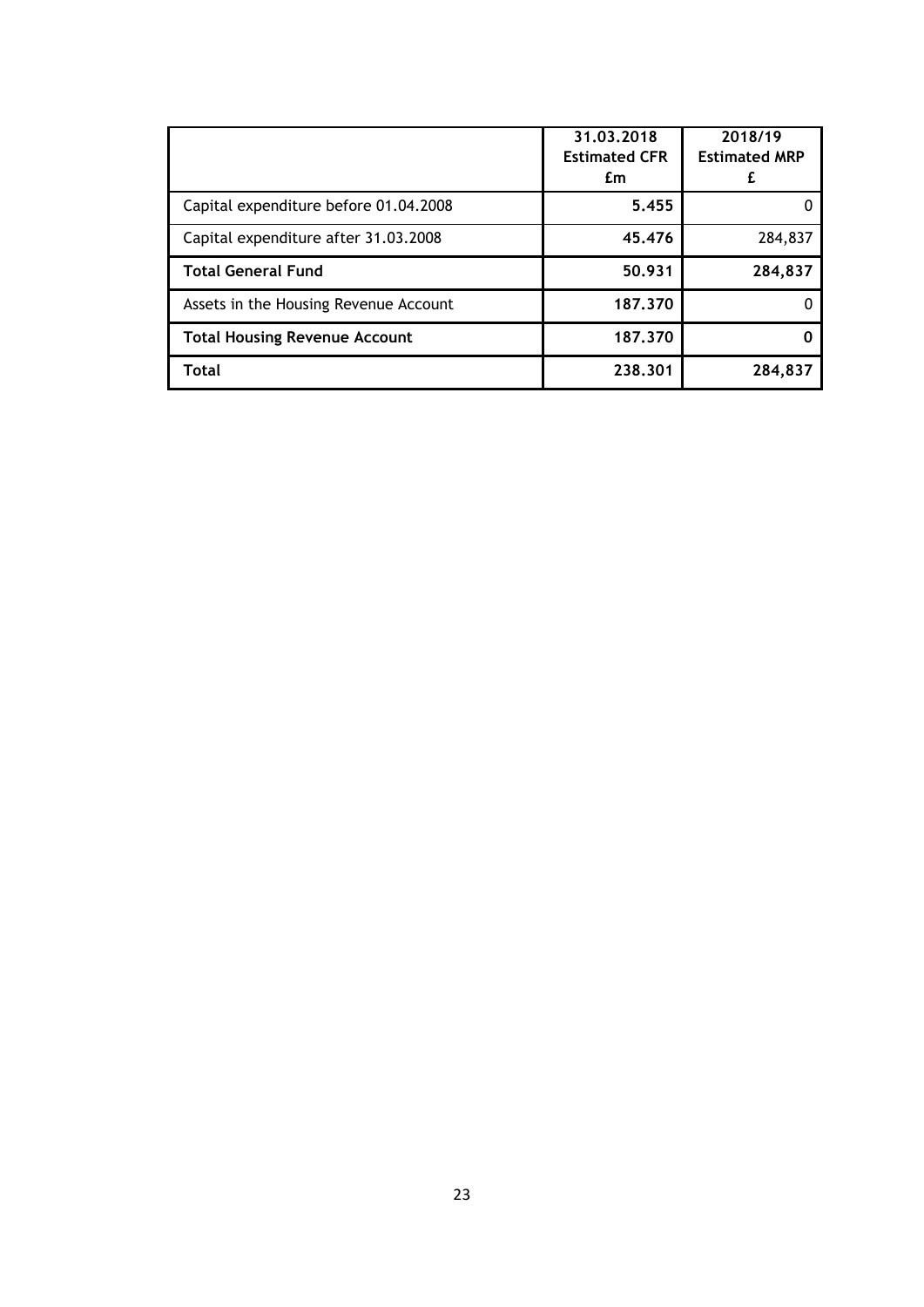| | 31.03.2018 Estimated CFR £m | 2018/19 Estimated MRP £ |
|---|---|---|
| Capital expenditure before 01.04.2008 | **5.455** | 0 |
| Capital expenditure after 31.03.2008 | **45.476** | 284,837 |
| **Total General Fund** | **50.931** | **284,837** |
| Assets in the Housing Revenue Account | **187.370** | 0 |
| **Total Housing Revenue Account** | **187.370** | **0** |
| **Total** | **238.301** | **284,837** |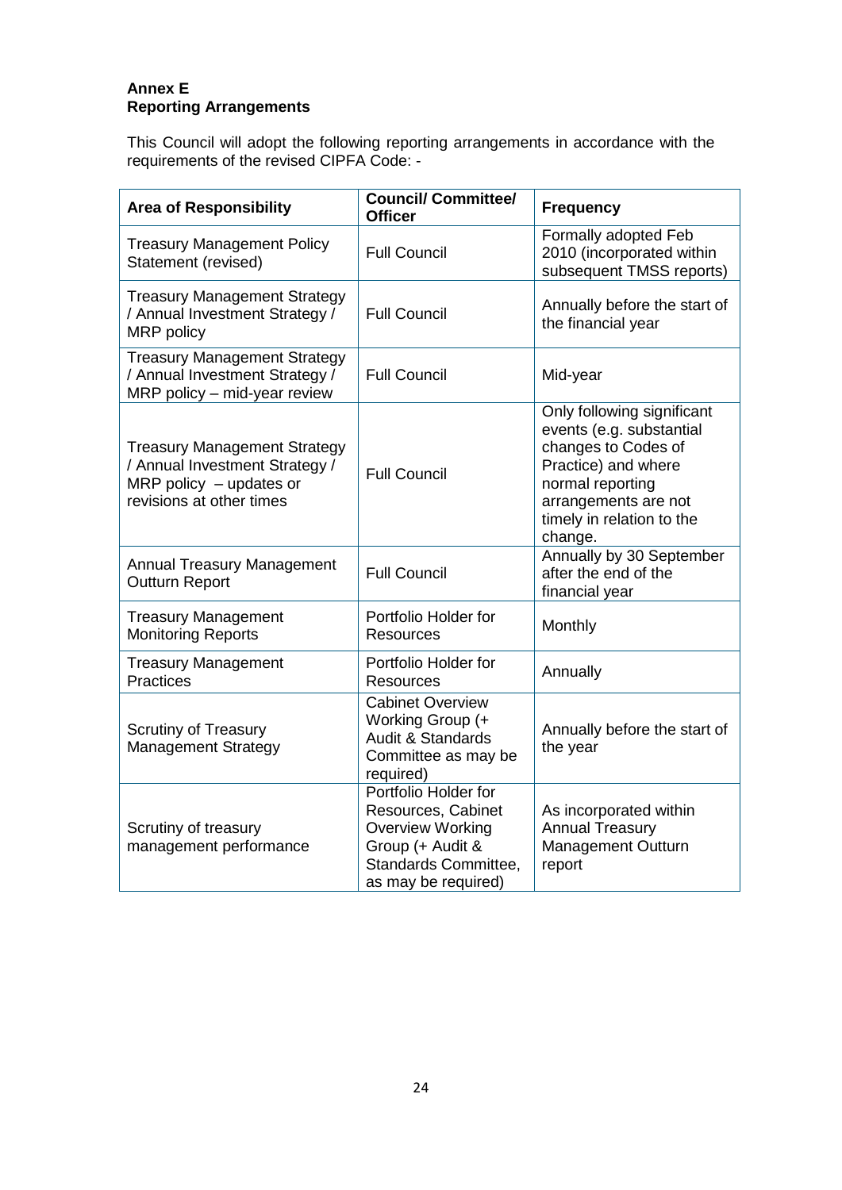**Annex E**
**Reporting Arrangements**

This Council will adopt the following reporting arrangements in accordance with the requirements of the revised CIPFA Code: -

| Area of Responsibility | Council/ Committee/ Officer | Frequency |
|---|---|---|
| Treasury Management Policy Statement (revised) | Full Council | Formally adopted Feb 2010 (incorporated within subsequent TMSS reports) |
| Treasury Management Strategy / Annual Investment Strategy / MRP policy | Full Council | Annually before the start of the financial year |
| Treasury Management Strategy / Annual Investment Strategy / MRP policy – mid-year review | Full Council | Mid-year |
| Treasury Management Strategy / Annual Investment Strategy / MRP policy – updates or revisions at other times | Full Council | Only following significant events (e.g. substantial changes to Codes of Practice) and where normal reporting arrangements are not timely in relation to the change. |
| Annual Treasury Management Outturn Report | Full Council | Annually by 30 September after the end of the financial year |
| Treasury Management Monitoring Reports | Portfolio Holder for Resources | Monthly |
| Treasury Management Practices | Portfolio Holder for Resources | Annually |
| Scrutiny of Treasury Management Strategy | Cabinet Overview Working Group (+ Audit & Standards Committee as may be required) | Annually before the start of the year |
| Scrutiny of treasury management performance | Portfolio Holder for Resources, Cabinet Overview Working Group (+ Audit & Standards Committee, as may be required) | As incorporated within Annual Treasury Management Outturn report |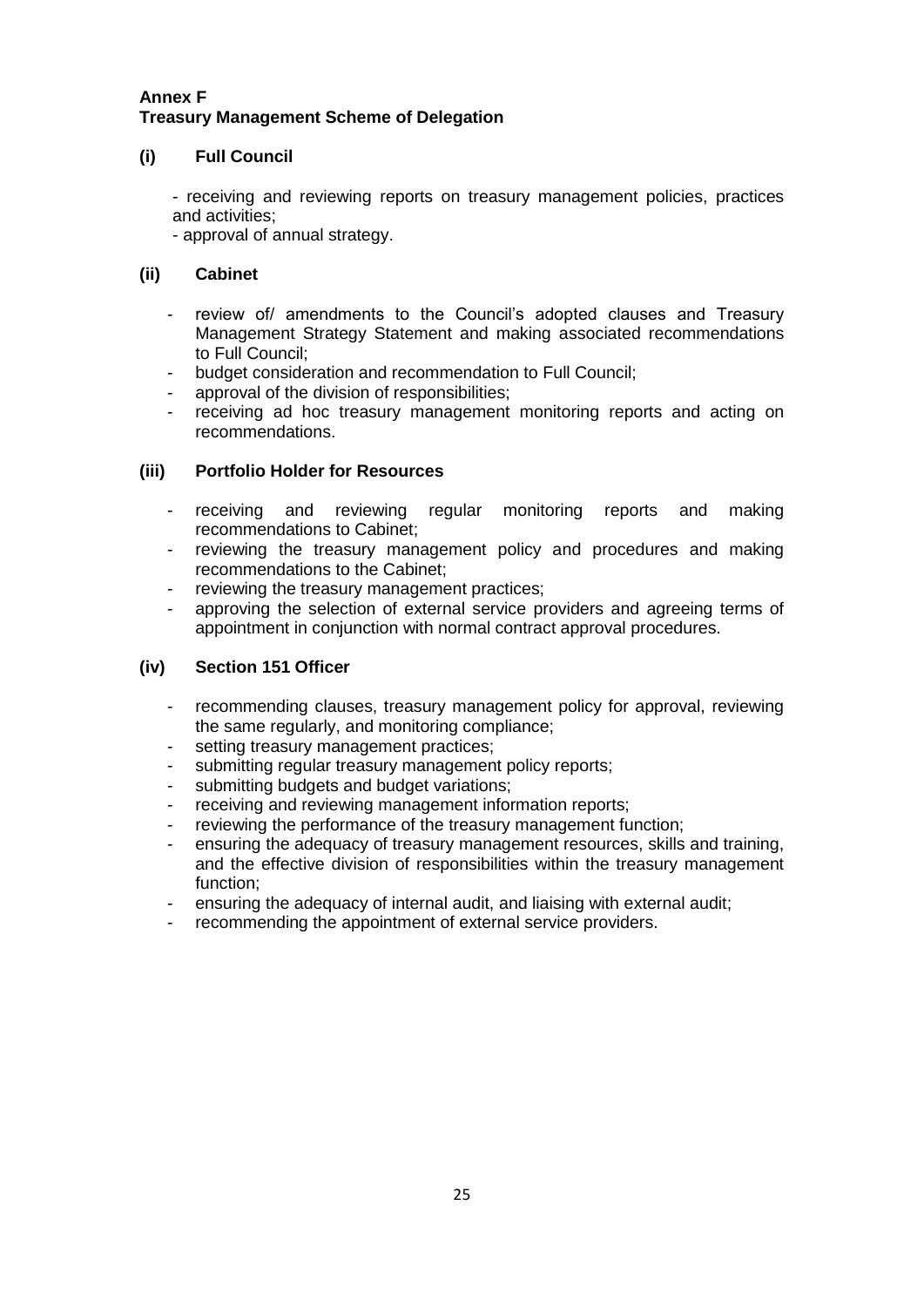**Annex F**
**Treasury Management Scheme of Delegation**

### (i) Full Council

- receiving and reviewing reports on treasury management policies, practices and activities;
- approval of annual strategy.

### (ii) Cabinet

- review of/ amendments to the Council's adopted clauses and Treasury Management Strategy Statement and making associated recommendations to Full Council;
- budget consideration and recommendation to Full Council;
- approval of the division of responsibilities;
- receiving ad hoc treasury management monitoring reports and acting on recommendations.

### (iii) Portfolio Holder for Resources

- receiving and reviewing regular monitoring reports and making recommendations to Cabinet;
- reviewing the treasury management policy and procedures and making recommendations to the Cabinet;
- reviewing the treasury management practices;
- approving the selection of external service providers and agreeing terms of appointment in conjunction with normal contract approval procedures.

### (iv) Section 151 Officer

- recommending clauses, treasury management policy for approval, reviewing the same regularly, and monitoring compliance;
- setting treasury management practices;
- submitting regular treasury management policy reports;
- submitting budgets and budget variations;
- receiving and reviewing management information reports;
- reviewing the performance of the treasury management function;
- ensuring the adequacy of treasury management resources, skills and training, and the effective division of responsibilities within the treasury management function;
- ensuring the adequacy of internal audit, and liaising with external audit;
- recommending the appointment of external service providers.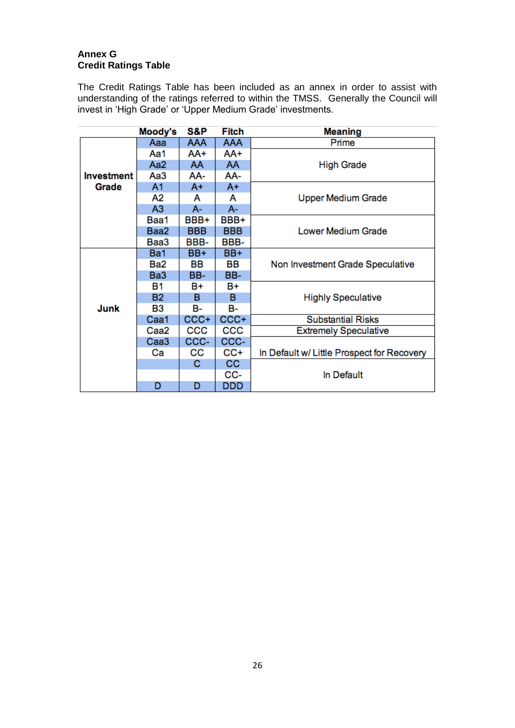**Annex G**
**Credit Ratings Table**

The Credit Ratings Table has been included as an annex in order to assist with understanding of the ratings referred to within the TMSS. Generally the Council will invest in 'High Grade' or 'Upper Medium Grade' investments.

| | Moody's | S&P | Fitch | Meaning |
|---|---|---|---|---|
| Investment Grade | Aaa | AAA | AAA | Prime |
| | Aa1 | AA+ | AA+ | High Grade |
| | Aa2 | AA | AA | |
| | Aa3 | AA- | AA- | |
| | A1 | A+ | A+ | Upper Medium Grade |
| | A2 | A | A | |
| | A3 | A- | A- | |
| | Baa1 | BBB+ | BBB+ | Lower Medium Grade |
| | Baa2 | BBB | BBB | |
| | Baa3 | BBB- | BBB- | |
| Junk | Ba1 | BB+ | BB+ | Non Investment Grade Speculative |
| | Ba2 | BB | BB | |
| | Ba3 | BB- | BB- | |
| | B1 | B+ | B+ | Highly Speculative |
| | B2 | B | B | |
| | B3 | B- | B- | |
| | Caa1 | CCC+ | CCC+ | Substantial Risks |
| | Caa2 | CCC | CCC | Extremely Speculative |
| | Caa3 | CCC- | CCC- | In Default w/ Little Prospect for Recovery |
| | Ca | CC | CC+ | |
| | | C | CC | In Default |
| | | | CC- | |
| | D | D | DDD | |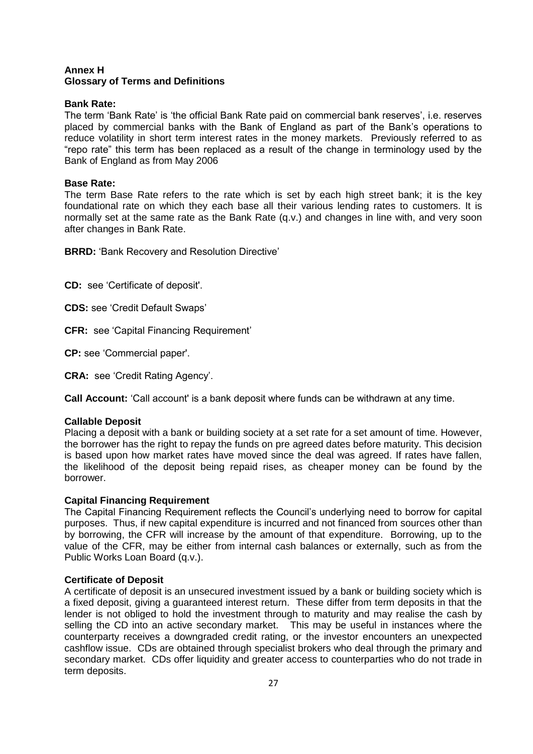**Annex H**
**Glossary of Terms and Definitions**

**Bank Rate:**
The term 'Bank Rate' is 'the official Bank Rate paid on commercial bank reserves', i.e. reserves placed by commercial banks with the Bank of England as part of the Bank's operations to reduce volatility in short term interest rates in the money markets. Previously referred to as "repo rate" this term has been replaced as a result of the change in terminology used by the Bank of England as from May 2006

**Base Rate:**
The term Base Rate refers to the rate which is set by each high street bank; it is the key foundational rate on which they each base all their various lending rates to customers. It is normally set at the same rate as the Bank Rate (q.v.) and changes in line with, and very soon after changes in Bank Rate.

**BRRD:** 'Bank Recovery and Resolution Directive'

**CD:** see 'Certificate of deposit'.

**CDS:** see 'Credit Default Swaps'

**CFR:** see 'Capital Financing Requirement'

**CP:** see 'Commercial paper'.

**CRA:** see 'Credit Rating Agency'.

**Call Account:** 'Call account' is a bank deposit where funds can be withdrawn at any time.

**Callable Deposit**
Placing a deposit with a bank or building society at a set rate for a set amount of time. However, the borrower has the right to repay the funds on pre agreed dates before maturity. This decision is based upon how market rates have moved since the deal was agreed. If rates have fallen, the likelihood of the deposit being repaid rises, as cheaper money can be found by the borrower.

**Capital Financing Requirement**
The Capital Financing Requirement reflects the Council's underlying need to borrow for capital purposes. Thus, if new capital expenditure is incurred and not financed from sources other than by borrowing, the CFR will increase by the amount of that expenditure. Borrowing, up to the value of the CFR, may be either from internal cash balances or externally, such as from the Public Works Loan Board (q.v.).

**Certificate of Deposit**
A certificate of deposit is an unsecured investment issued by a bank or building society which is a fixed deposit, giving a guaranteed interest return. These differ from term deposits in that the lender is not obliged to hold the investment through to maturity and may realise the cash by selling the CD into an active secondary market. This may be useful in instances where the counterparty receives a downgraded credit rating, or the investor encounters an unexpected cashflow issue. CDs are obtained through specialist brokers who deal through the primary and secondary market. CDs offer liquidity and greater access to counterparties who do not trade in term deposits.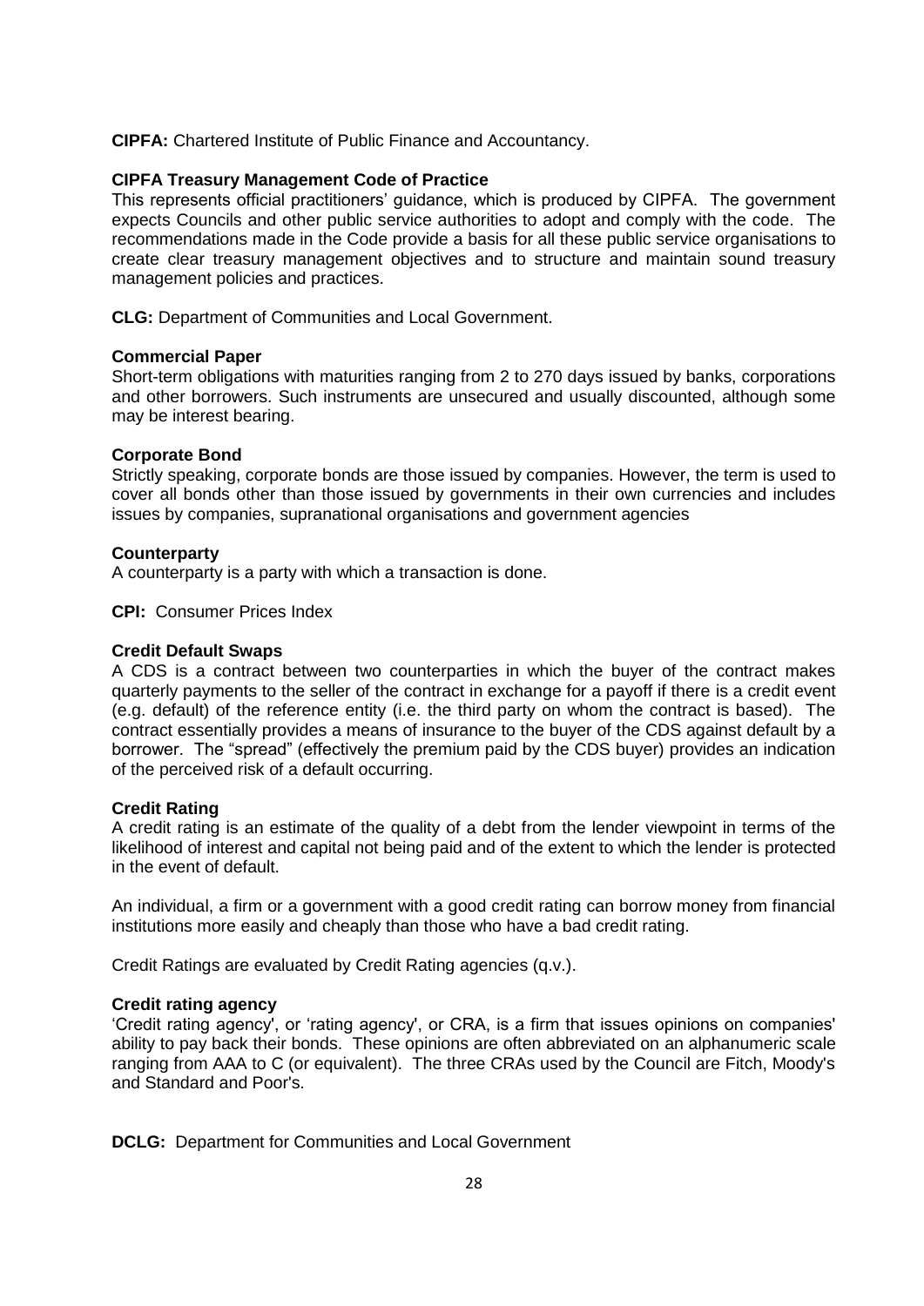**CIPFA:** Chartered Institute of Public Finance and Accountancy.

**CIPFA Treasury Management Code of Practice**

This represents official practitioners' guidance, which is produced by CIPFA. The government expects Councils and other public service authorities to adopt and comply with the code. The recommendations made in the Code provide a basis for all these public service organisations to create clear treasury management objectives and to structure and maintain sound treasury management policies and practices.

**CLG:** Department of Communities and Local Government.

**Commercial Paper**

Short-term obligations with maturities ranging from 2 to 270 days issued by banks, corporations and other borrowers. Such instruments are unsecured and usually discounted, although some may be interest bearing.

**Corporate Bond**

Strictly speaking, corporate bonds are those issued by companies. However, the term is used to cover all bonds other than those issued by governments in their own currencies and includes issues by companies, supranational organisations and government agencies

**Counterparty**

A counterparty is a party with which a transaction is done.

**CPI:** Consumer Prices Index

**Credit Default Swaps**

A CDS is a contract between two counterparties in which the buyer of the contract makes quarterly payments to the seller of the contract in exchange for a payoff if there is a credit event (e.g. default) of the reference entity (i.e. the third party on whom the contract is based). The contract essentially provides a means of insurance to the buyer of the CDS against default by a borrower. The "spread" (effectively the premium paid by the CDS buyer) provides an indication of the perceived risk of a default occurring.

**Credit Rating**

A credit rating is an estimate of the quality of a debt from the lender viewpoint in terms of the likelihood of interest and capital not being paid and of the extent to which the lender is protected in the event of default.

An individual, a firm or a government with a good credit rating can borrow money from financial institutions more easily and cheaply than those who have a bad credit rating.

Credit Ratings are evaluated by Credit Rating agencies (q.v.).

**Credit rating agency**

'Credit rating agency', or 'rating agency', or CRA, is a firm that issues opinions on companies' ability to pay back their bonds. These opinions are often abbreviated on an alphanumeric scale ranging from AAA to C (or equivalent). The three CRAs used by the Council are Fitch, Moody's and Standard and Poor's.

**DCLG:** Department for Communities and Local Government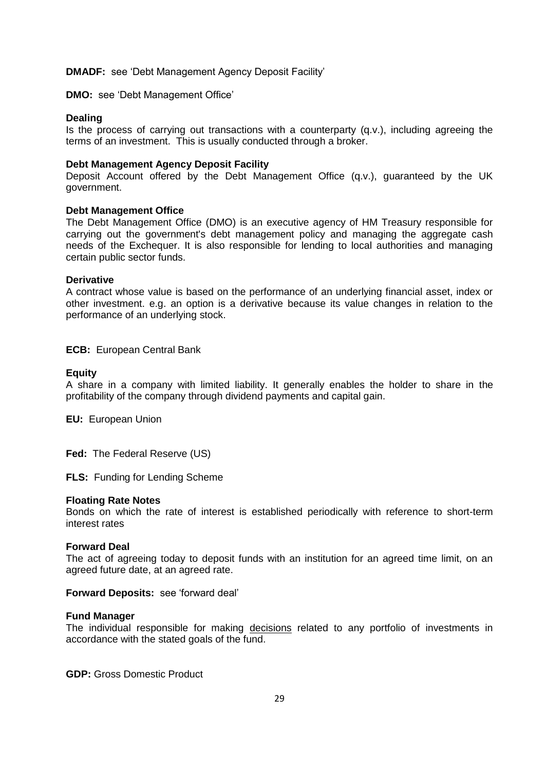**DMADF:** see 'Debt Management Agency Deposit Facility'

**DMO:** see 'Debt Management Office'

**Dealing**
Is the process of carrying out transactions with a counterparty (q.v.), including agreeing the terms of an investment. This is usually conducted through a broker.

**Debt Management Agency Deposit Facility**
Deposit Account offered by the Debt Management Office (q.v.), guaranteed by the UK government.

**Debt Management Office**
The Debt Management Office (DMO) is an executive agency of HM Treasury responsible for carrying out the government's debt management policy and managing the aggregate cash needs of the Exchequer. It is also responsible for lending to local authorities and managing certain public sector funds.

**Derivative**
A contract whose value is based on the performance of an underlying financial asset, index or other investment. e.g. an option is a derivative because its value changes in relation to the performance of an underlying stock.

**ECB:** European Central Bank

**Equity**
A share in a company with limited liability. It generally enables the holder to share in the profitability of the company through dividend payments and capital gain.

**EU:** European Union

**Fed:** The Federal Reserve (US)

**FLS:** Funding for Lending Scheme

**Floating Rate Notes**
Bonds on which the rate of interest is established periodically with reference to short-term interest rates

**Forward Deal**
The act of agreeing today to deposit funds with an institution for an agreed time limit, on an agreed future date, at an agreed rate.

**Forward Deposits:** see 'forward deal'

**Fund Manager**
The individual responsible for making decisions related to any portfolio of investments in accordance with the stated goals of the fund.

**GDP:** Gross Domestic Product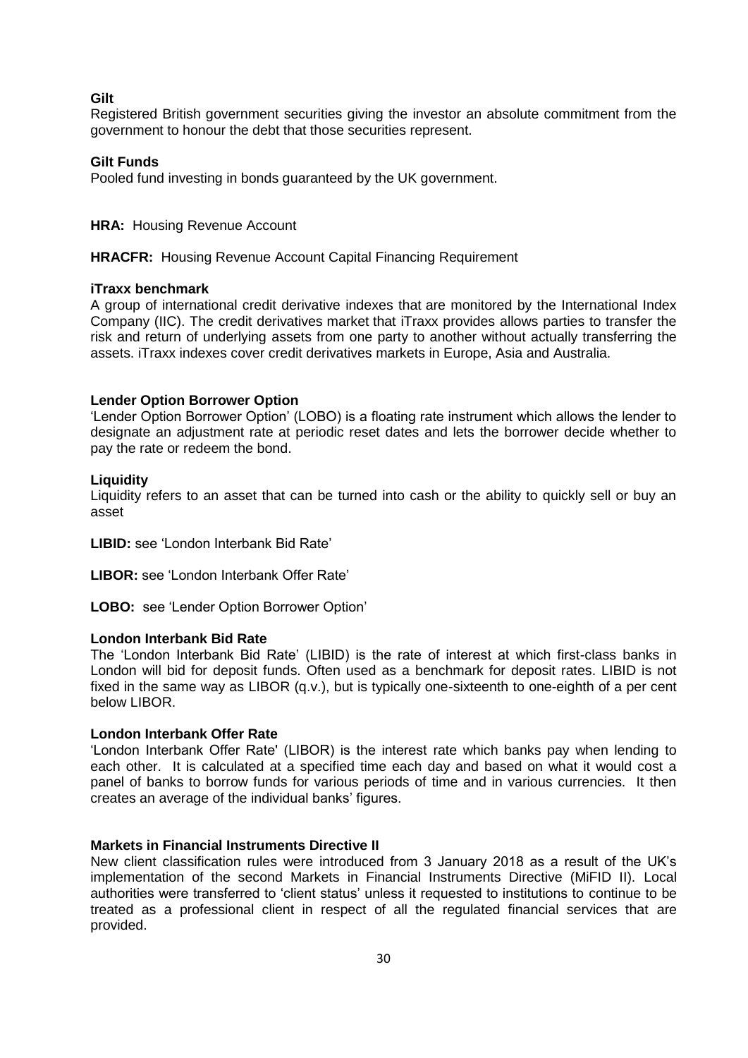**Gilt**
Registered British government securities giving the investor an absolute commitment from the government to honour the debt that those securities represent.

**Gilt Funds**
Pooled fund investing in bonds guaranteed by the UK government.

**HRA:** Housing Revenue Account

**HRACFR:** Housing Revenue Account Capital Financing Requirement

**iTraxx benchmark**
A group of international credit derivative indexes that are monitored by the International Index Company (IIC). The credit derivatives market that iTraxx provides allows parties to transfer the risk and return of underlying assets from one party to another without actually transferring the assets. iTraxx indexes cover credit derivatives markets in Europe, Asia and Australia.

**Lender Option Borrower Option**
'Lender Option Borrower Option' (LOBO) is a floating rate instrument which allows the lender to designate an adjustment rate at periodic reset dates and lets the borrower decide whether to pay the rate or redeem the bond.

**Liquidity**
Liquidity refers to an asset that can be turned into cash or the ability to quickly sell or buy an asset

**LIBID:** see 'London Interbank Bid Rate'

**LIBOR:** see 'London Interbank Offer Rate'

**LOBO:** see 'Lender Option Borrower Option'

**London Interbank Bid Rate**
The 'London Interbank Bid Rate' (LIBID) is the rate of interest at which first-class banks in London will bid for deposit funds. Often used as a benchmark for deposit rates. LIBID is not fixed in the same way as LIBOR (q.v.), but is typically one-sixteenth to one-eighth of a per cent below LIBOR.

**London Interbank Offer Rate**
'London Interbank Offer Rate' (LIBOR) is the interest rate which banks pay when lending to each other. It is calculated at a specified time each day and based on what it would cost a panel of banks to borrow funds for various periods of time and in various currencies. It then creates an average of the individual banks' figures.

**Markets in Financial Instruments Directive II**
New client classification rules were introduced from 3 January 2018 as a result of the UK's implementation of the second Markets in Financial Instruments Directive (MiFID II). Local authorities were transferred to 'client status' unless it requested to institutions to continue to be treated as a professional client in respect of all the regulated financial services that are provided.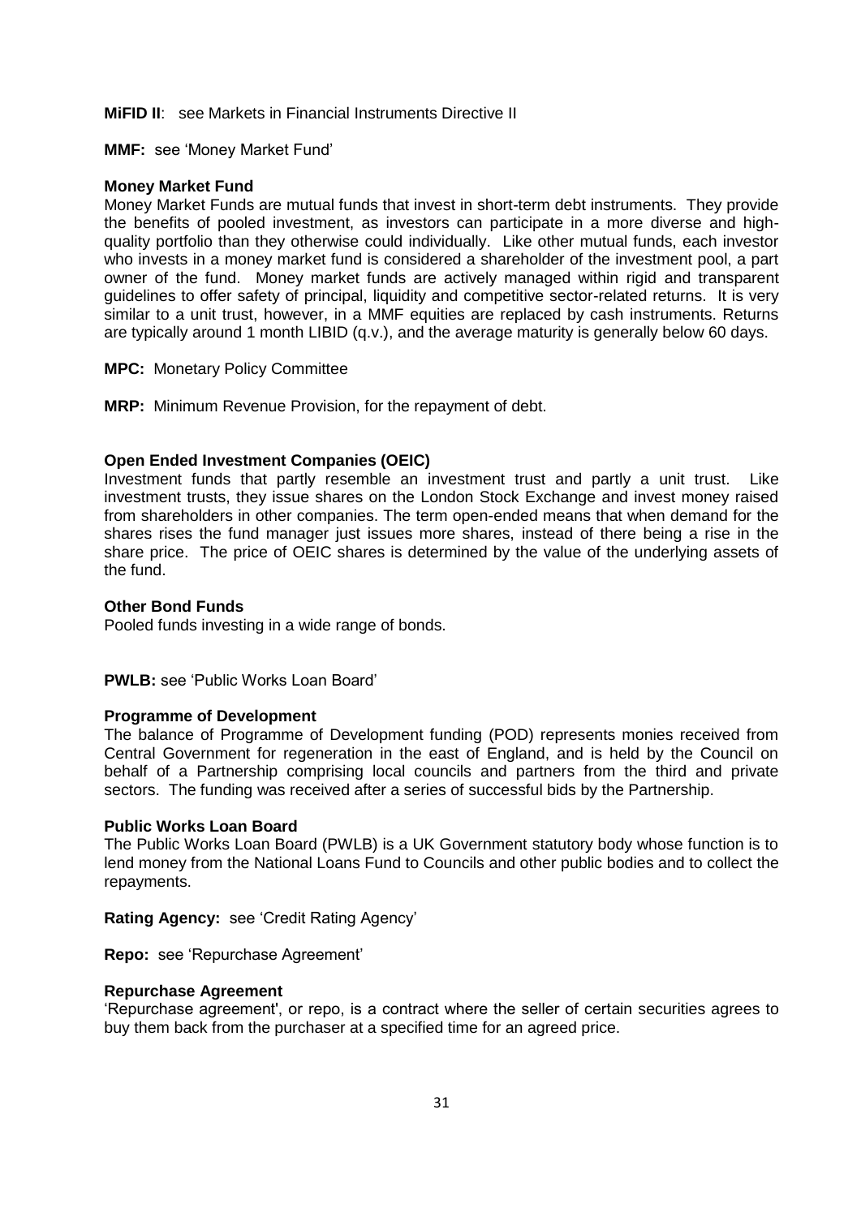**MiFID II**: see Markets in Financial Instruments Directive II

**MMF:** see 'Money Market Fund'

**Money Market Fund**

Money Market Funds are mutual funds that invest in short-term debt instruments. They provide the benefits of pooled investment, as investors can participate in a more diverse and high-quality portfolio than they otherwise could individually. Like other mutual funds, each investor who invests in a money market fund is considered a shareholder of the investment pool, a part owner of the fund. Money market funds are actively managed within rigid and transparent guidelines to offer safety of principal, liquidity and competitive sector-related returns. It is very similar to a unit trust, however, in a MMF equities are replaced by cash instruments. Returns are typically around 1 month LIBID (q.v.), and the average maturity is generally below 60 days.

**MPC:** Monetary Policy Committee

**MRP:** Minimum Revenue Provision, for the repayment of debt.

**Open Ended Investment Companies (OEIC)**

Investment funds that partly resemble an investment trust and partly a unit trust. Like investment trusts, they issue shares on the London Stock Exchange and invest money raised from shareholders in other companies. The term open-ended means that when demand for the shares rises the fund manager just issues more shares, instead of there being a rise in the share price. The price of OEIC shares is determined by the value of the underlying assets of the fund.

**Other Bond Funds**

Pooled funds investing in a wide range of bonds.

**PWLB:** see 'Public Works Loan Board'

**Programme of Development**

The balance of Programme of Development funding (POD) represents monies received from Central Government for regeneration in the east of England, and is held by the Council on behalf of a Partnership comprising local councils and partners from the third and private sectors. The funding was received after a series of successful bids by the Partnership.

**Public Works Loan Board**

The Public Works Loan Board (PWLB) is a UK Government statutory body whose function is to lend money from the National Loans Fund to Councils and other public bodies and to collect the repayments.

**Rating Agency:** see 'Credit Rating Agency'

**Repo:** see 'Repurchase Agreement'

**Repurchase Agreement**

'Repurchase agreement', or repo, is a contract where the seller of certain securities agrees to buy them back from the purchaser at a specified time for an agreed price.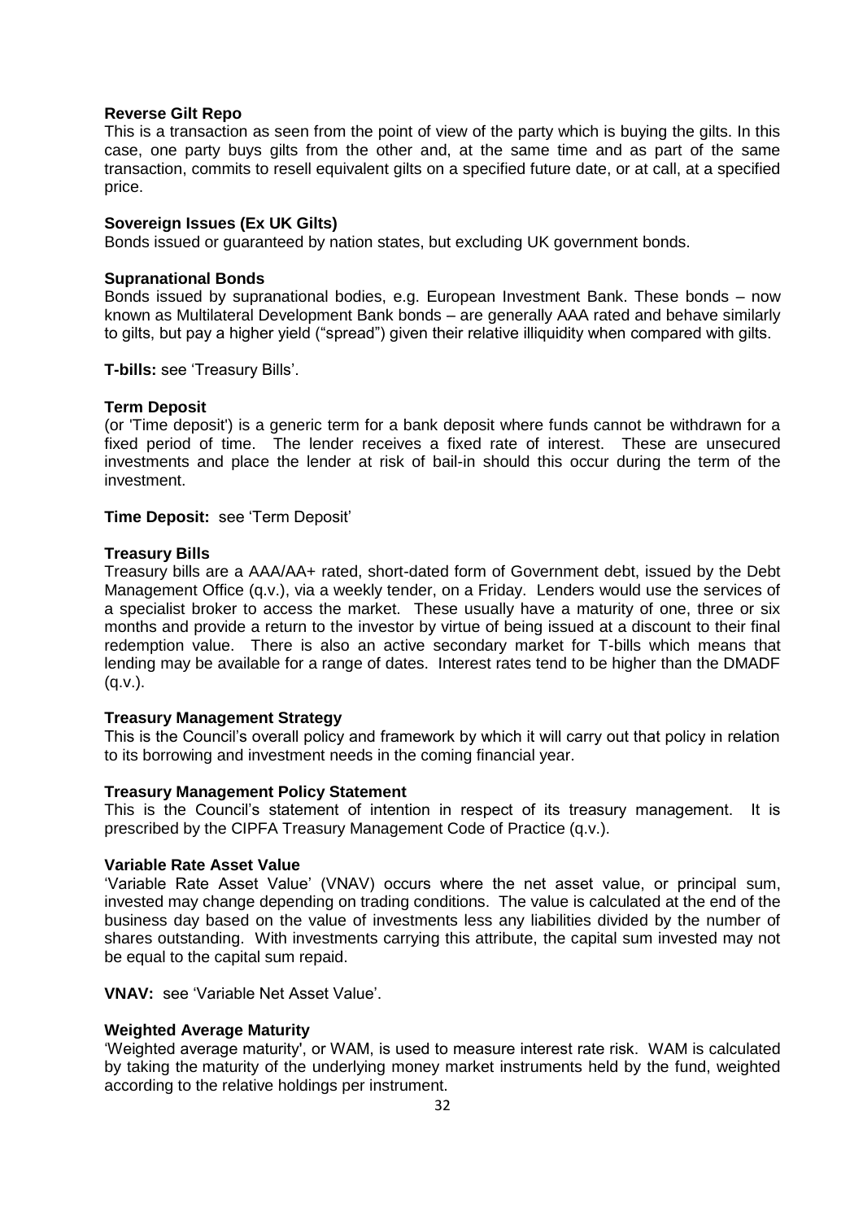**Reverse Gilt Repo**
This is a transaction as seen from the point of view of the party which is buying the gilts. In this case, one party buys gilts from the other and, at the same time and as part of the same transaction, commits to resell equivalent gilts on a specified future date, or at call, at a specified price.

**Sovereign Issues (Ex UK Gilts)**
Bonds issued or guaranteed by nation states, but excluding UK government bonds.

**Supranational Bonds**
Bonds issued by supranational bodies, e.g. European Investment Bank. These bonds – now known as Multilateral Development Bank bonds – are generally AAA rated and behave similarly to gilts, but pay a higher yield ("spread") given their relative illiquidity when compared with gilts.

**T-bills:** see 'Treasury Bills'.

**Term Deposit**
(or 'Time deposit') is a generic term for a bank deposit where funds cannot be withdrawn for a fixed period of time. The lender receives a fixed rate of interest. These are unsecured investments and place the lender at risk of bail-in should this occur during the term of the investment.

**Time Deposit:** see 'Term Deposit'

**Treasury Bills**
Treasury bills are a AAA/AA+ rated, short-dated form of Government debt, issued by the Debt Management Office (q.v.), via a weekly tender, on a Friday. Lenders would use the services of a specialist broker to access the market. These usually have a maturity of one, three or six months and provide a return to the investor by virtue of being issued at a discount to their final redemption value. There is also an active secondary market for T-bills which means that lending may be available for a range of dates. Interest rates tend to be higher than the DMADF (q.v.).

**Treasury Management Strategy**
This is the Council's overall policy and framework by which it will carry out that policy in relation to its borrowing and investment needs in the coming financial year.

**Treasury Management Policy Statement**
This is the Council's statement of intention in respect of its treasury management. It is prescribed by the CIPFA Treasury Management Code of Practice (q.v.).

**Variable Rate Asset Value**
'Variable Rate Asset Value' (VNAV) occurs where the net asset value, or principal sum, invested may change depending on trading conditions. The value is calculated at the end of the business day based on the value of investments less any liabilities divided by the number of shares outstanding. With investments carrying this attribute, the capital sum invested may not be equal to the capital sum repaid.

**VNAV:** see 'Variable Net Asset Value'.

**Weighted Average Maturity**
'Weighted average maturity', or WAM, is used to measure interest rate risk. WAM is calculated by taking the maturity of the underlying money market instruments held by the fund, weighted according to the relative holdings per instrument.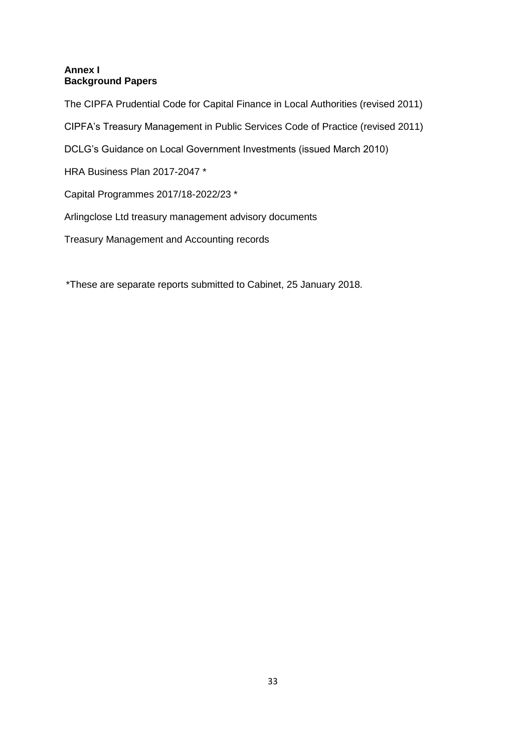**Annex I**
**Background Papers**

The CIPFA Prudential Code for Capital Finance in Local Authorities (revised 2011)

CIPFA's Treasury Management in Public Services Code of Practice (revised 2011)

DCLG's Guidance on Local Government Investments (issued March 2010)

HRA Business Plan 2017-2047 *

Capital Programmes 2017/18-2022/23 *

Arlingclose Ltd treasury management advisory documents

Treasury Management and Accounting records

*These are separate reports submitted to Cabinet, 25 January 2018.